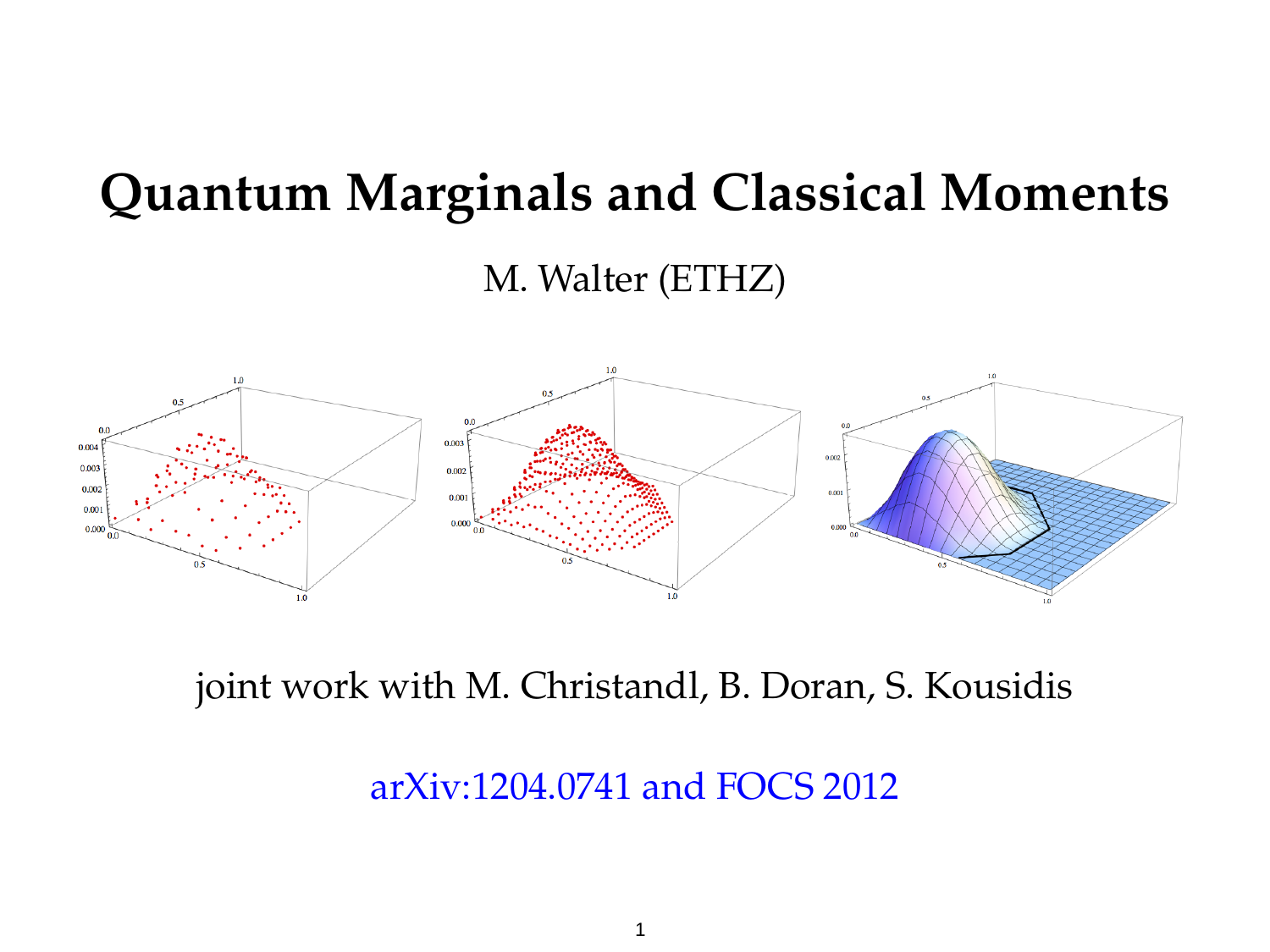# Quantum Marginals and Classical Moments

M. Walter (ETHZ)

0.0
0.5
1.0
0.004
0.003
0.002
0.001
0.000
0.0
0.5
1.0

0.0
0.5
1.0
0.003
0.002
0.001
0.000
0.0
0.5
1.0

0.0
0.5
1.0
0.002
0.001
0.000
0.0
0.5
1.0

joint work with M. Christandl, B. Doran, S. Kousidis

arXiv:1204.0741 and FOCS 2012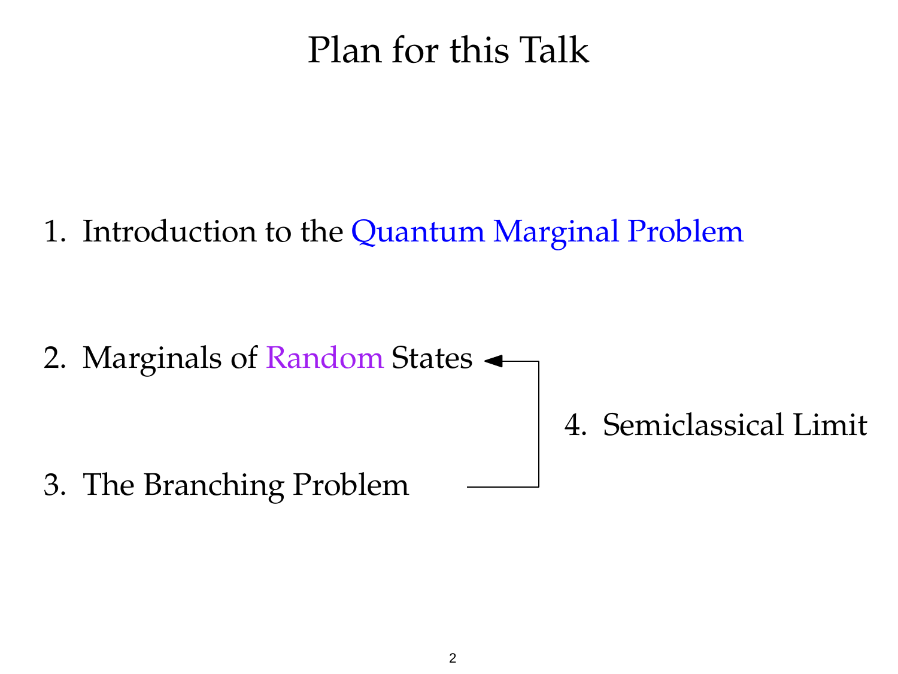# Plan for this Talk

1. Introduction to the Quantum Marginal Problem

2. Marginals of Random States

3. The Branching Problem

4. Semiclassical Limit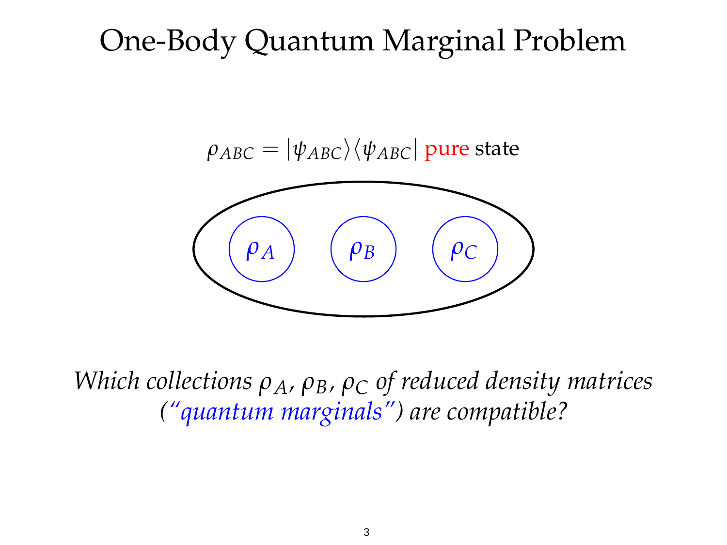# One-Body Quantum Marginal Problem

$\rho_{ABC} = |\psi_{ABC}\rangle\langle\psi_{ABC}|$ pure state

$\rho_A$ $\rho_B$ $\rho_C$

*Which collections $\rho_A$, $\rho_B$, $\rho_C$ of reduced density matrices ("quantum marginals") are compatible?*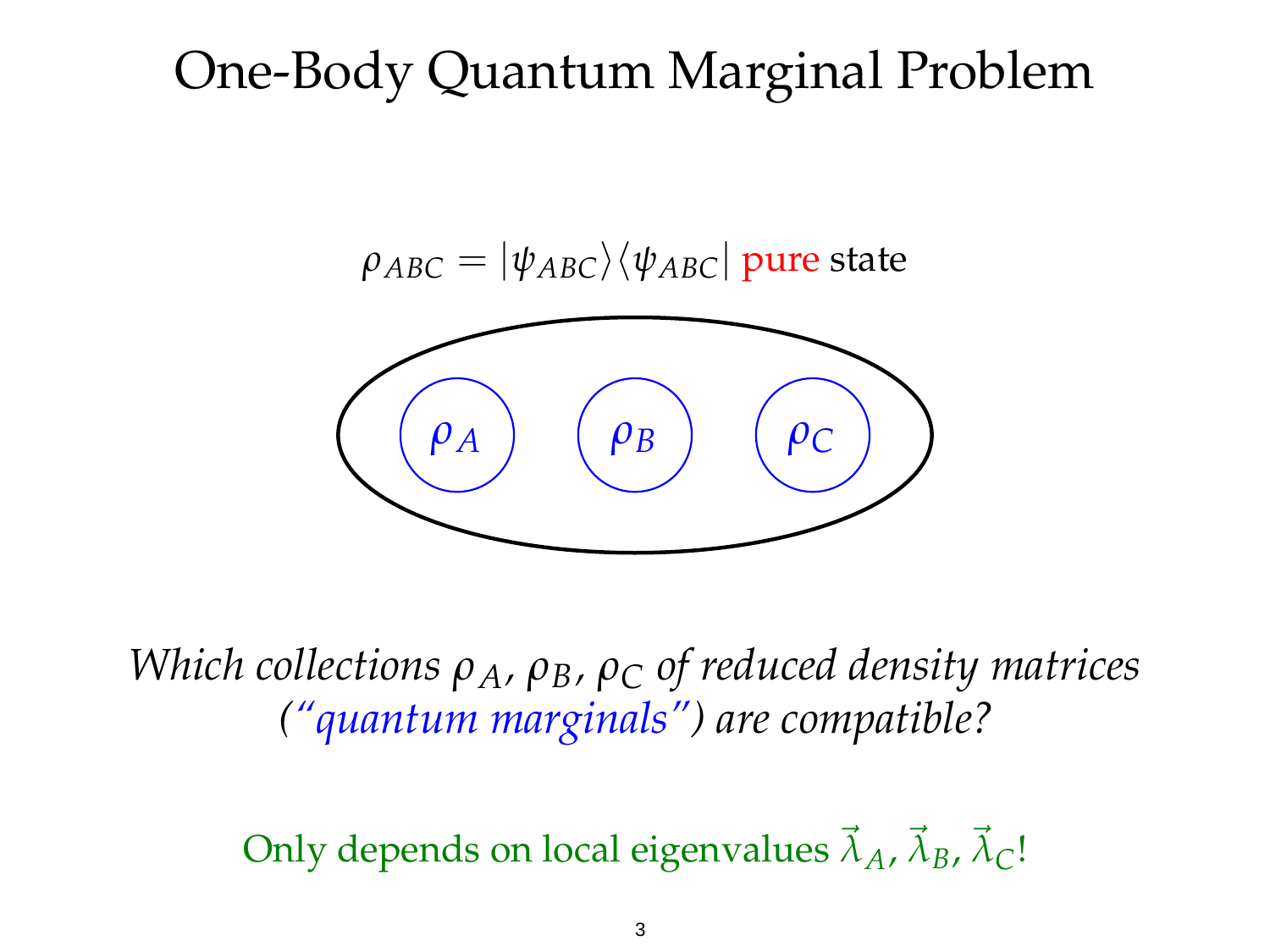# One-Body Quantum Marginal Problem

$\rho_{ABC} = |\psi_{ABC}\rangle\langle\psi_{ABC}|$ pure state

$\rho_A$ $\rho_B$ $\rho_C$

*Which collections $\rho_A$, $\rho_B$, $\rho_C$ of reduced density matrices ("quantum marginals") are compatible?*

Only depends on local eigenvalues $\vec{\lambda}_A$, $\vec{\lambda}_B$, $\vec{\lambda}_C$!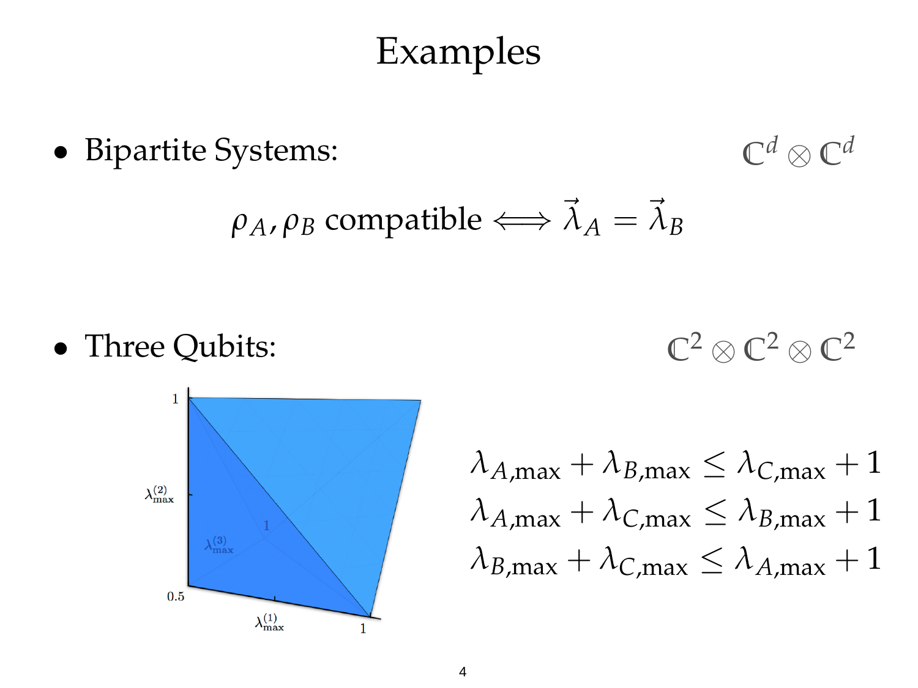# Examples

- Bipartite Systems: $\mathbb{C}^d \otimes \mathbb{C}^d$

$$\rho_A, \rho_B \text{ compatible} \Longleftrightarrow \vec{\lambda}_A = \vec{\lambda}_B$$

- Three Qubits: $\mathbb{C}^2 \otimes \mathbb{C}^2 \otimes \mathbb{C}^2$

1

$\lambda^{(2)}_{\max}$

1

$\lambda^{(3)}_{\max}$

0.5

$\lambda^{(1)}_{\max}$

1

$$\lambda_{A,\max} + \lambda_{B,\max} \leq \lambda_{C,\max} + 1$$
$$\lambda_{A,\max} + \lambda_{C,\max} \leq \lambda_{B,\max} + 1$$
$$\lambda_{B,\max} + \lambda_{C,\max} \leq \lambda_{A,\max} + 1$$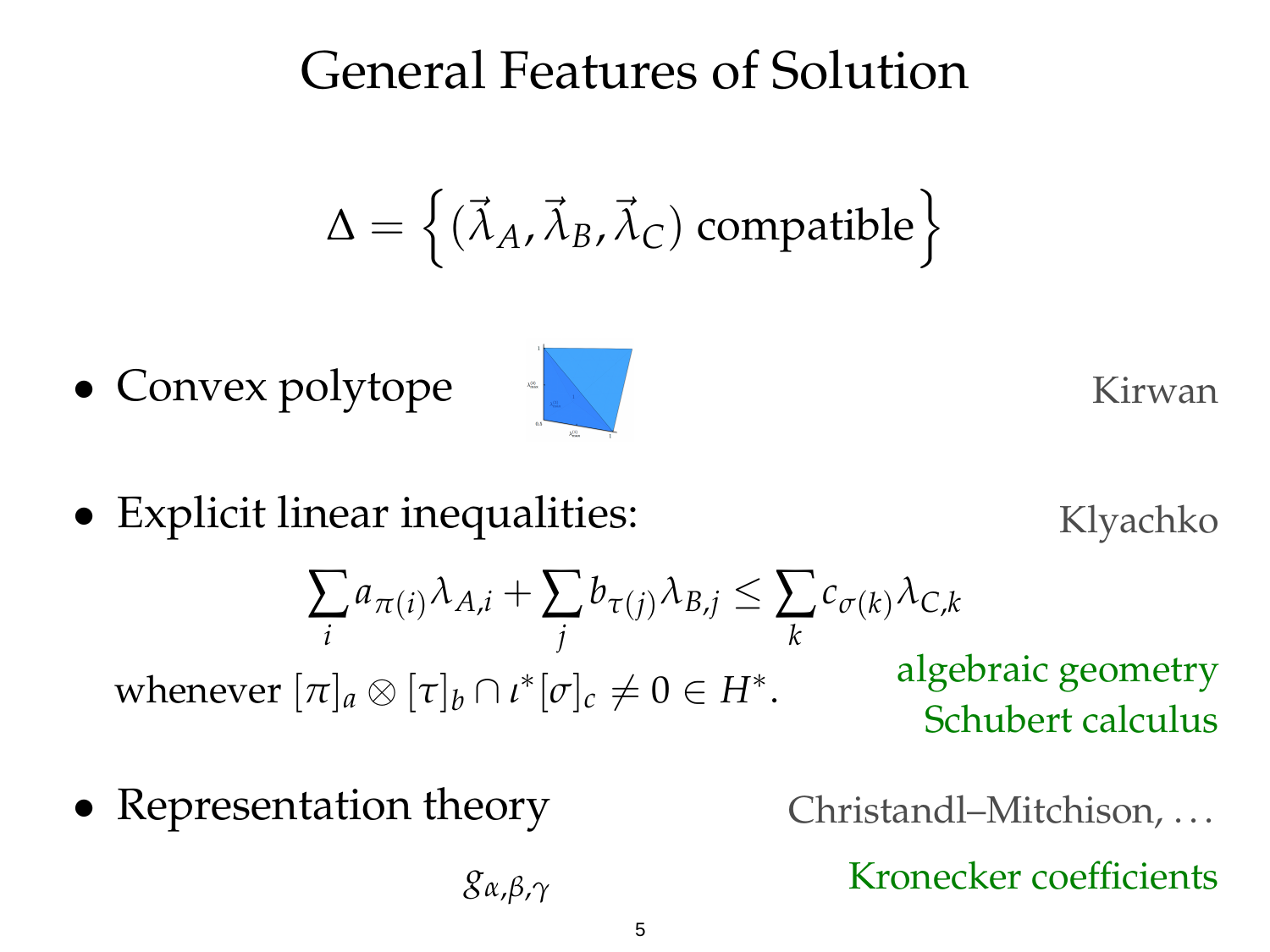# General Features of Solution

$$\Delta = \left\{ (\vec{\lambda}_A, \vec{\lambda}_B, \vec{\lambda}_C) \text{ compatible} \right\}$$

- Convex polytope — Kirwan

- Explicit linear inequalities: — Klyachko

$$\sum_i a_{\pi(i)} \lambda_{A,i} + \sum_j b_{\tau(j)} \lambda_{B,j} \leq \sum_k c_{\sigma(k)} \lambda_{C,k}$$

whenever $[\pi]_a \otimes [\tau]_b \cap \iota^* [\sigma]_c \neq 0 \in H^*$.

algebraic geometry
Schubert calculus

- Representation theory — Christandl–Mitchison, …

$g_{\alpha,\beta,\gamma}$

Kronecker coefficients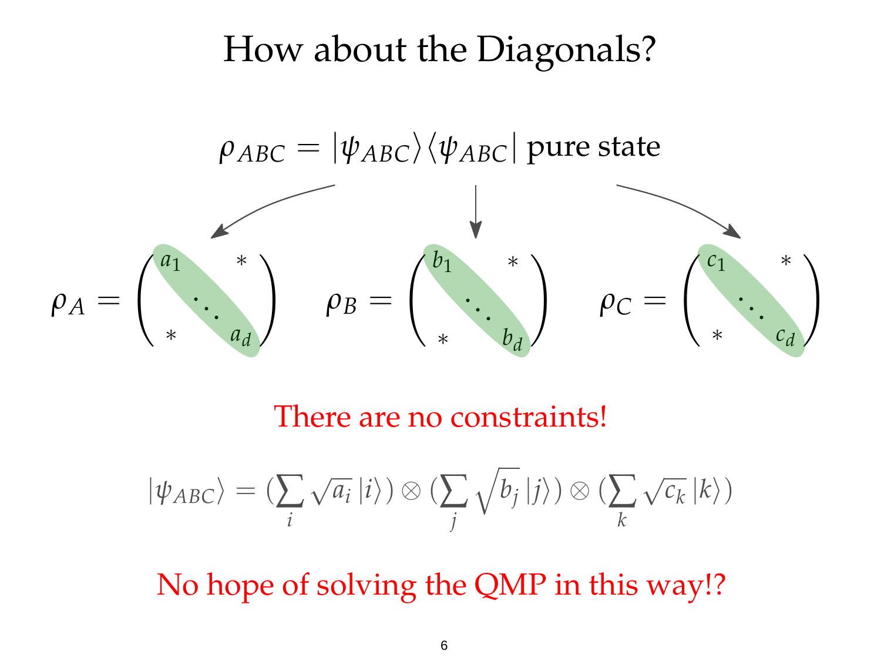# How about the Diagonals?

$$\rho_{ABC} = |\psi_{ABC}\rangle\langle\psi_{ABC}| \text{ pure state}$$

$$\rho_A = \begin{pmatrix} a_1 & & * \\ & \ddots & \\ * & & a_d \end{pmatrix} \quad \rho_B = \begin{pmatrix} b_1 & & * \\ & \ddots & \\ * & & b_d \end{pmatrix} \quad \rho_C = \begin{pmatrix} c_1 & & * \\ & \ddots & \\ * & & c_d \end{pmatrix}$$

There are no constraints!

$$|\psi_{ABC}\rangle = (\sum_i \sqrt{a_i}\,|i\rangle) \otimes (\sum_j \sqrt{b_j}\,|j\rangle) \otimes (\sum_k \sqrt{c_k}\,|k\rangle)$$

No hope of solving the QMP in this way!?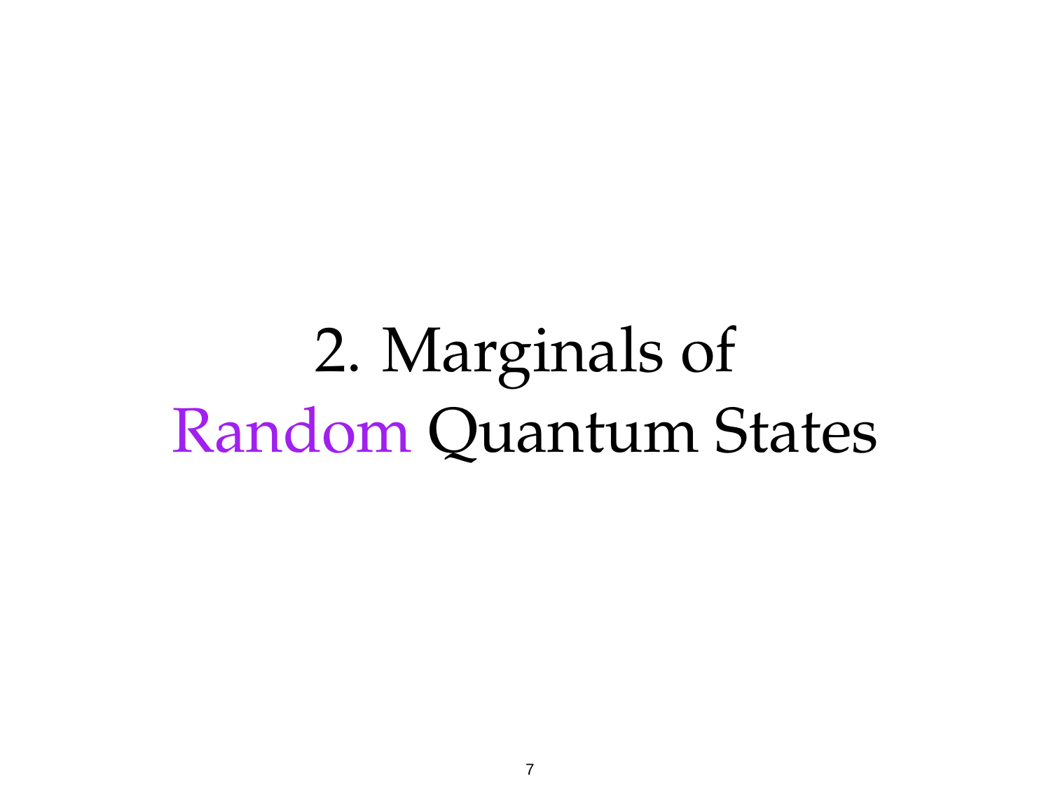# 2. Marginals of Random Quantum States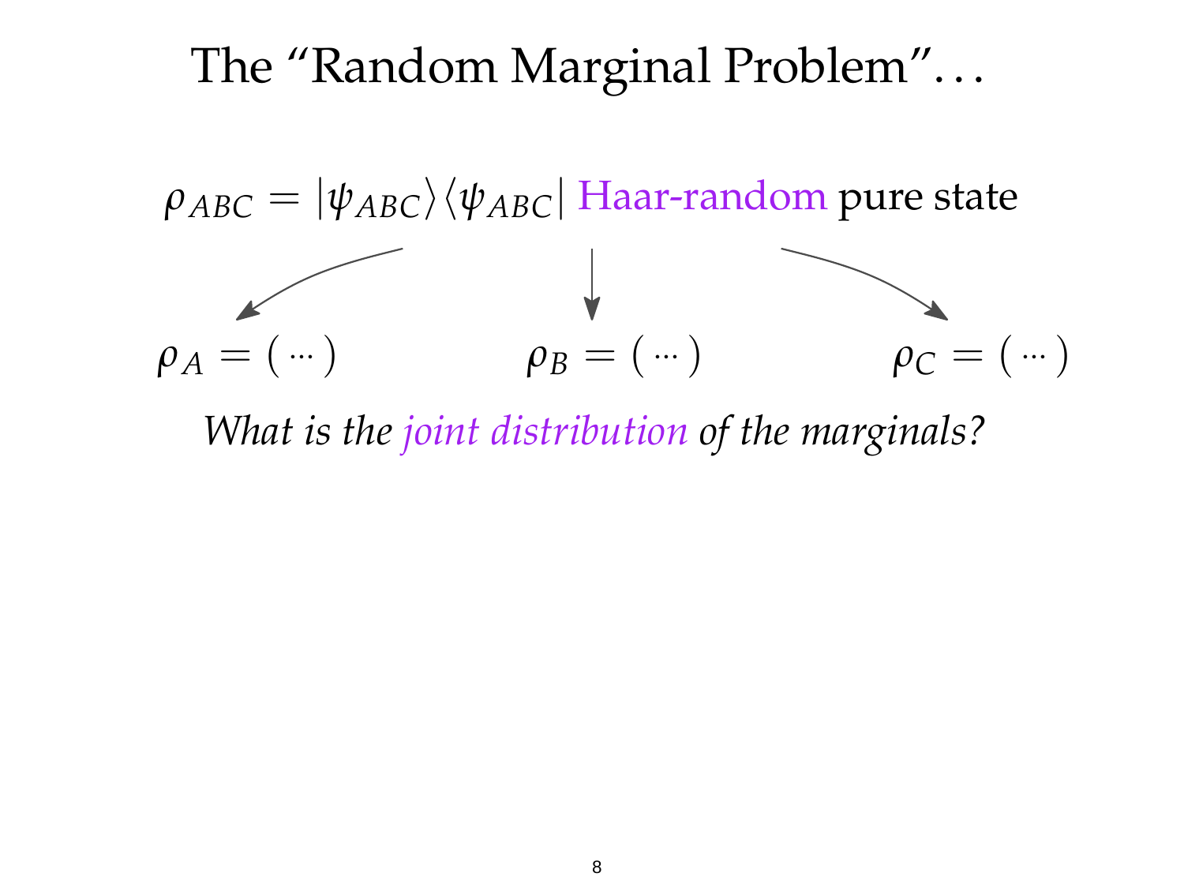# The "Random Marginal Problem"…

$$\rho_{ABC} = |\psi_{ABC}\rangle\langle\psi_{ABC}| \text{ Haar-random pure state}$$

$$\rho_A = (\cdots) \qquad \rho_B = (\cdots) \qquad \rho_C = (\cdots)$$

*What is the joint distribution of the marginals?*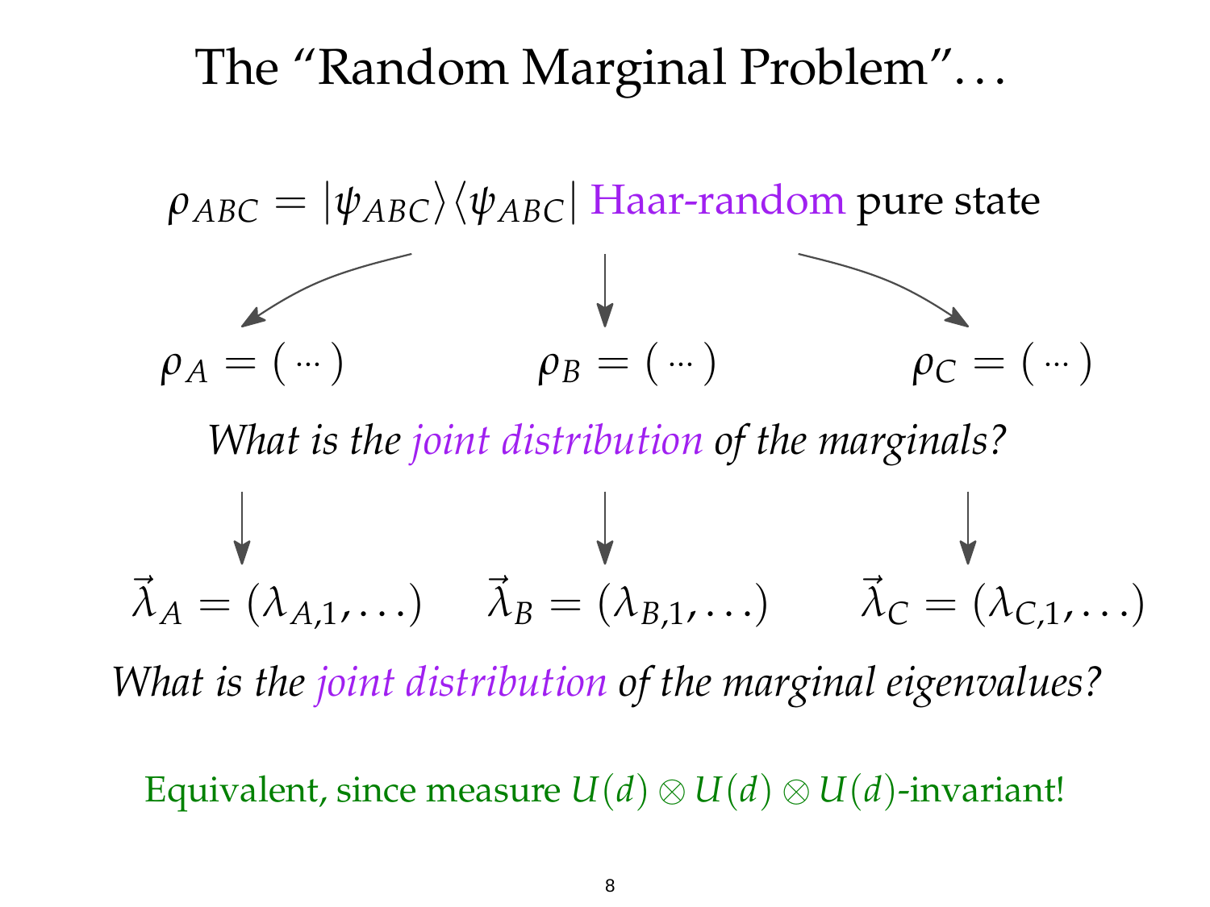# The "Random Marginal Problem"…

$$\rho_{ABC} = |\psi_{ABC}\rangle\langle\psi_{ABC}|$$ Haar-random pure state

$$\rho_A = (\cdots) \qquad \rho_B = (\cdots) \qquad \rho_C = (\cdots)$$

*What is the joint distribution of the marginals?*

$$\vec{\lambda}_A = (\lambda_{A,1}, \ldots) \qquad \vec{\lambda}_B = (\lambda_{B,1}, \ldots) \qquad \vec{\lambda}_C = (\lambda_{C,1}, \ldots)$$

*What is the joint distribution of the marginal eigenvalues?*

Equivalent, since measure $U(d) \otimes U(d) \otimes U(d)$-invariant!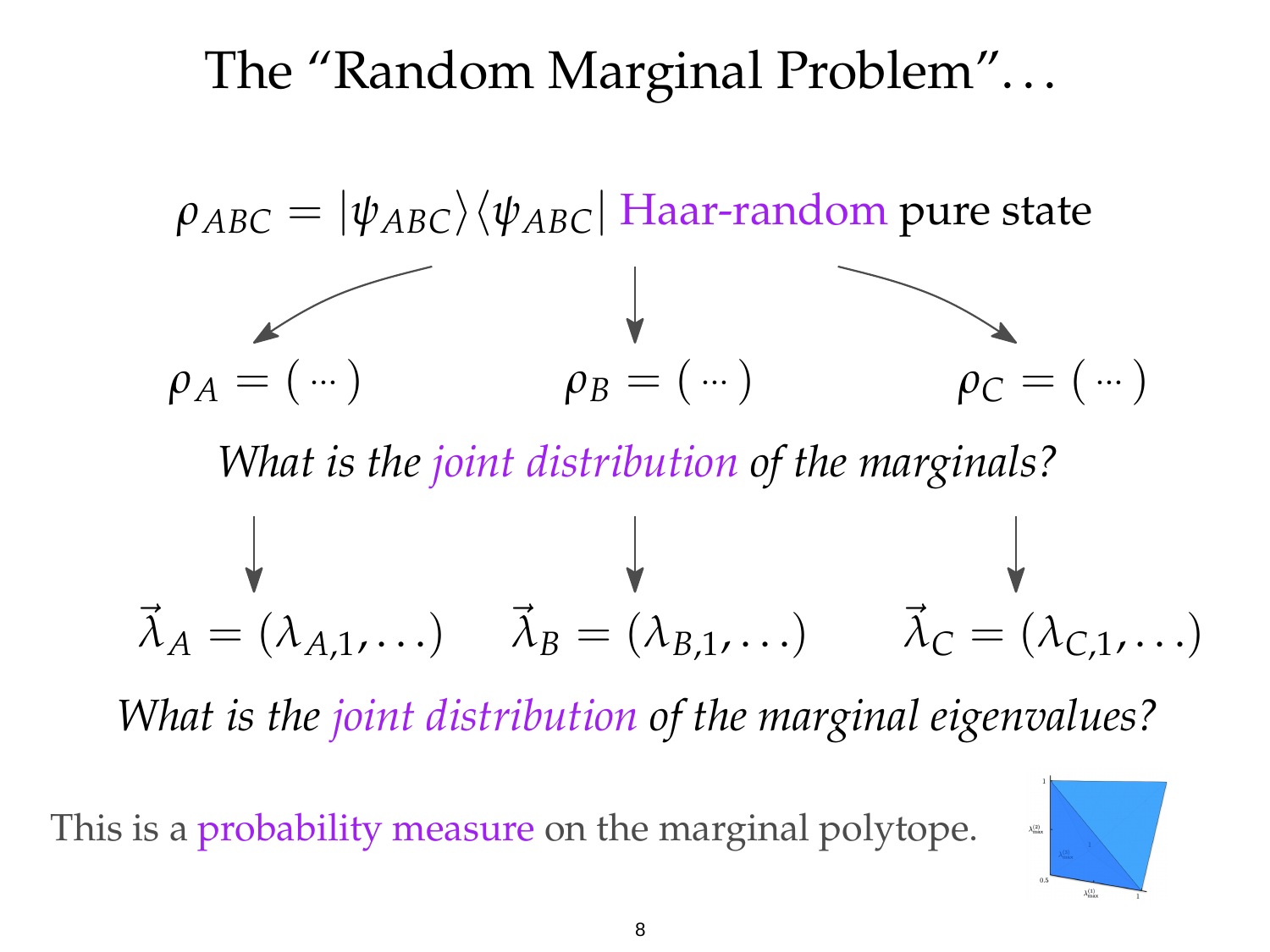# The "Random Marginal Problem"…

$$\rho_{ABC} = |\psi_{ABC}\rangle\langle\psi_{ABC}| \text{ Haar-random pure state}$$

$$\rho_A = (\cdots) \qquad \rho_B = (\cdots) \qquad \rho_C = (\cdots)$$

*What is the joint distribution of the marginals?*

$$\vec{\lambda}_A = (\lambda_{A,1}, \ldots) \qquad \vec{\lambda}_B = (\lambda_{B,1}, \ldots) \qquad \vec{\lambda}_C = (\lambda_{C,1}, \ldots)$$

*What is the joint distribution of the marginal eigenvalues?*

This is a probability measure on the marginal polytope.

1
$\lambda^{(2)}_{\max}$
$\lambda^{(3)}_{\max}$
1
0.5
$\lambda^{(1)}_{\max}$
1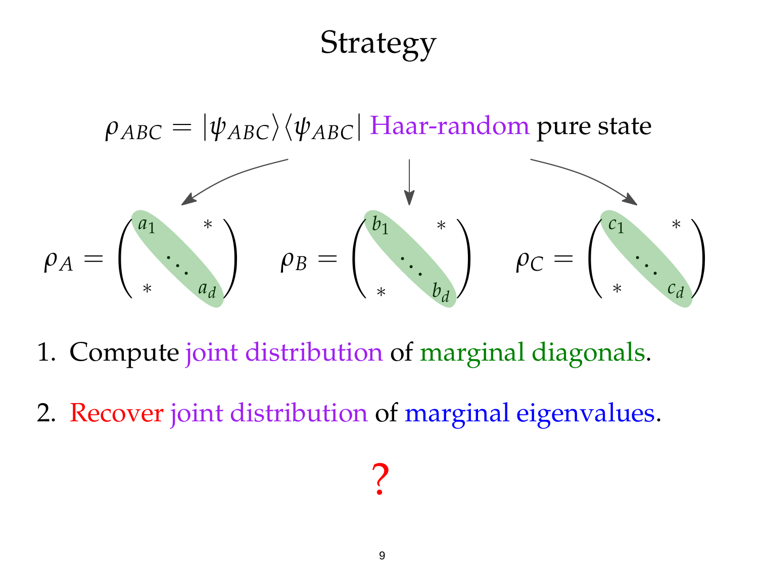# Strategy

$$\rho_{ABC} = |\psi_{ABC}\rangle\langle\psi_{ABC}| \text{ Haar-random pure state}$$

$$\rho_A = \begin{pmatrix} a_1 & & * \\ & \ddots & \\ * & & a_d \end{pmatrix} \quad \rho_B = \begin{pmatrix} b_1 & & * \\ & \ddots & \\ * & & b_d \end{pmatrix} \quad \rho_C = \begin{pmatrix} c_1 & & * \\ & \ddots & \\ * & & c_d \end{pmatrix}$$

1. Compute joint distribution of marginal diagonals.
2. Recover joint distribution of marginal eigenvalues.

?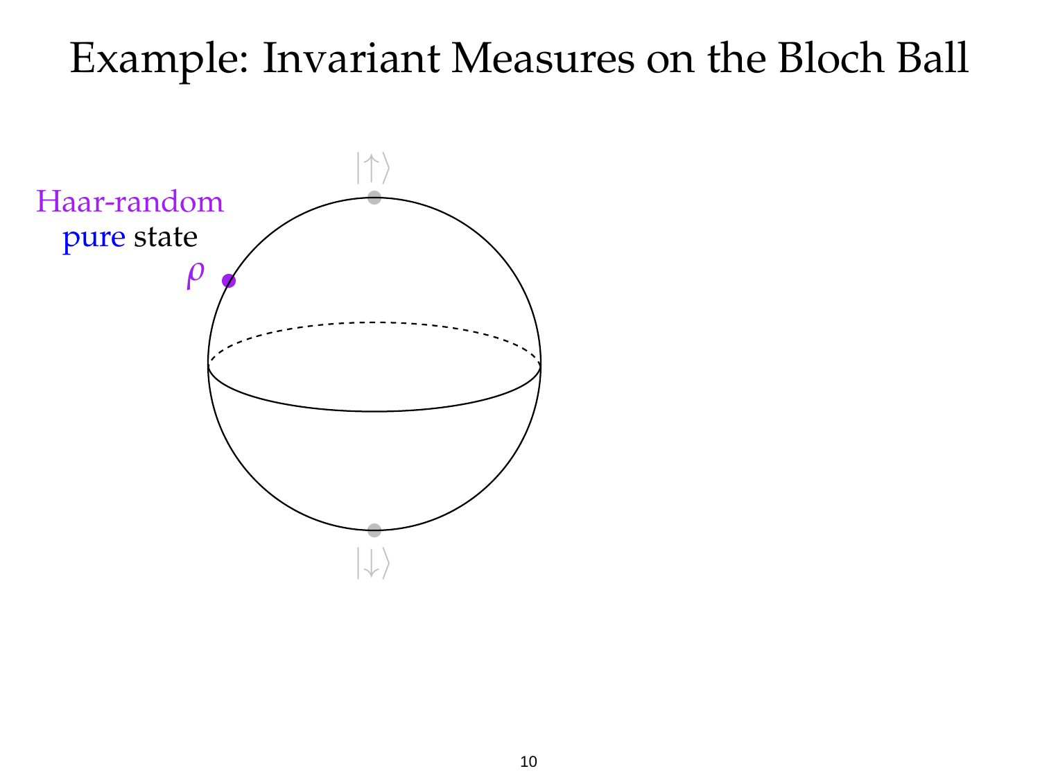# Example: Invariant Measures on the Bloch Ball

$|\uparrow\rangle$

Haar-random
pure state

$\rho$

$|\downarrow\rangle$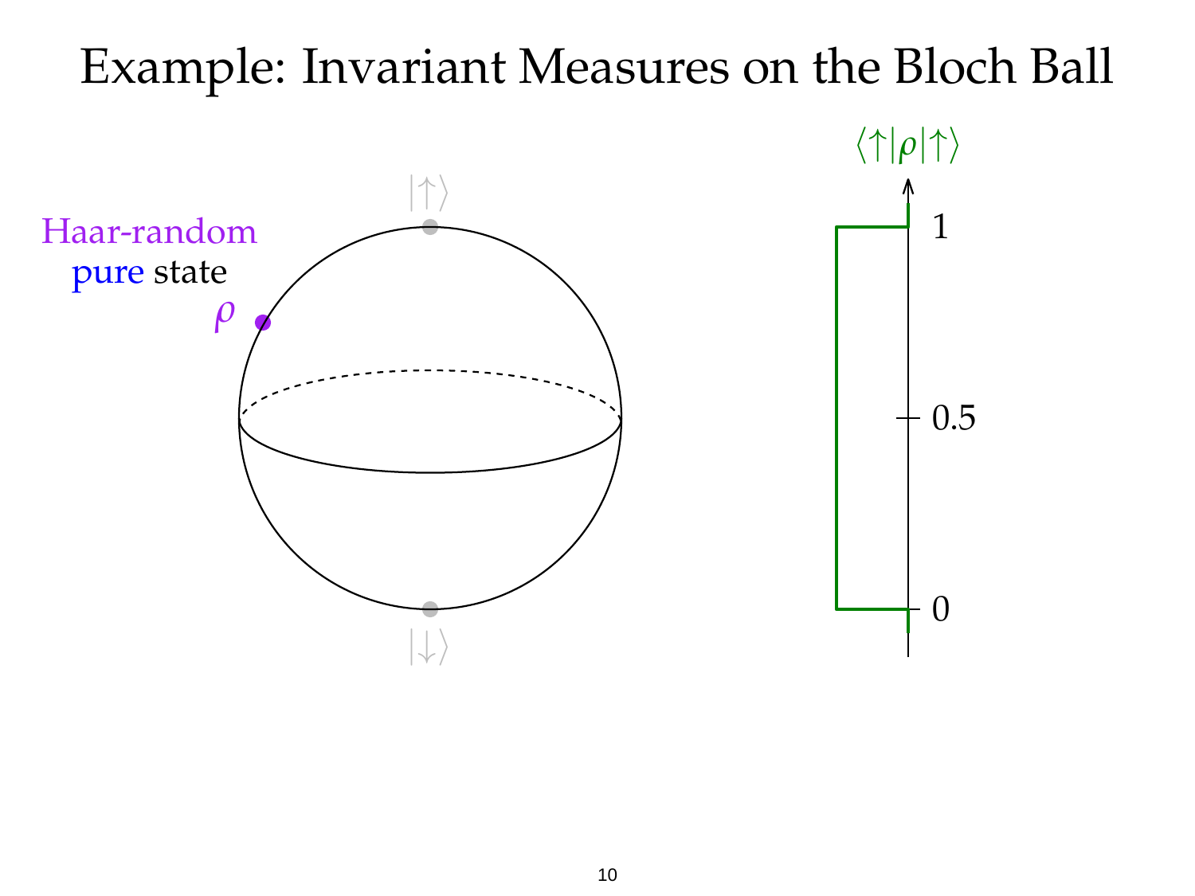# Example: Invariant Measures on the Bloch Ball

Haar-random
pure state

$\rho$

$|\uparrow\rangle$

$|\downarrow\rangle$

$\langle\uparrow|\rho|\uparrow\rangle$

1

0.5

0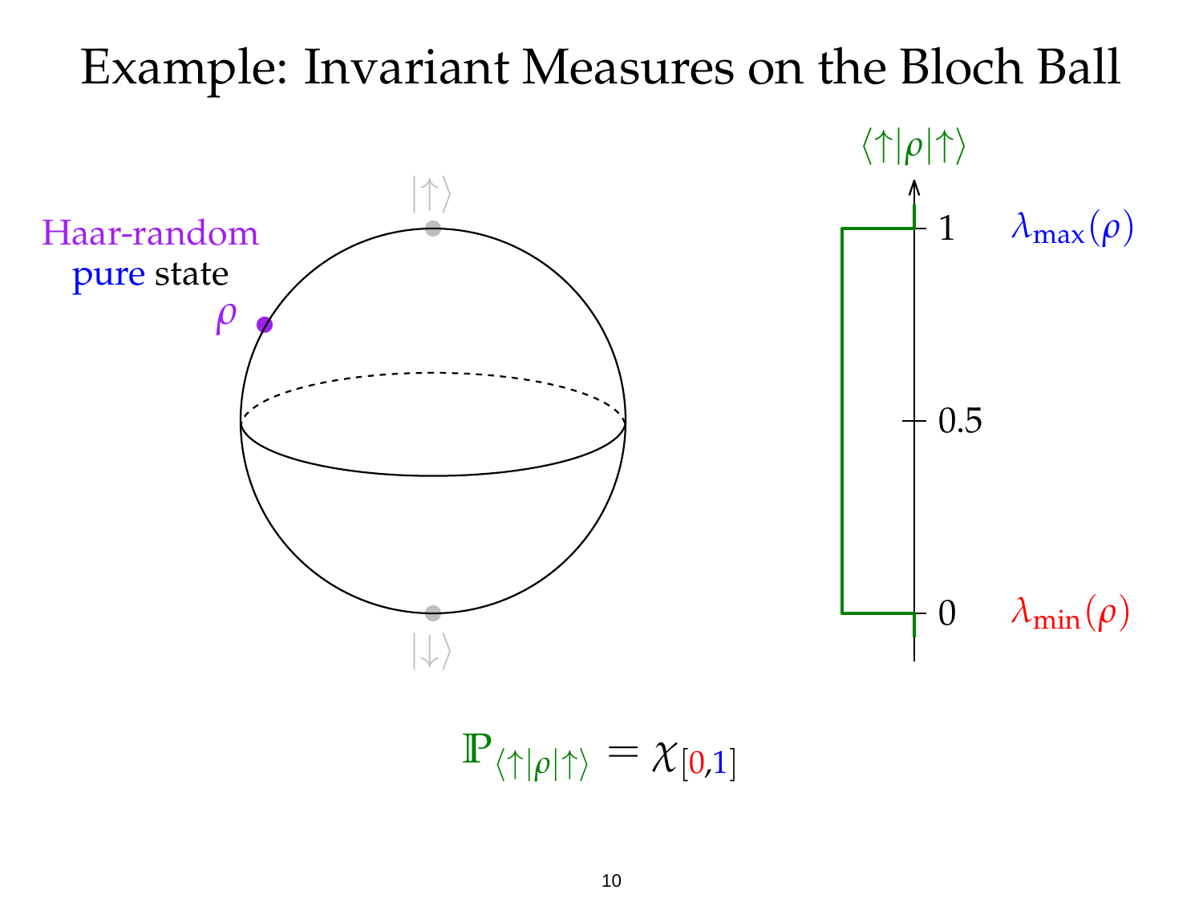# Example: Invariant Measures on the Bloch Ball

Haar-random pure state

$\rho$

$|\uparrow\rangle$

$|\downarrow\rangle$

$\langle\uparrow|\rho|\uparrow\rangle$

1

0.5

0

$\lambda_{\max}(\rho)$

$\lambda_{\min}(\rho)$

$$\mathbb{P}_{\langle\uparrow|\rho|\uparrow\rangle} = \chi_{[0,1]}$$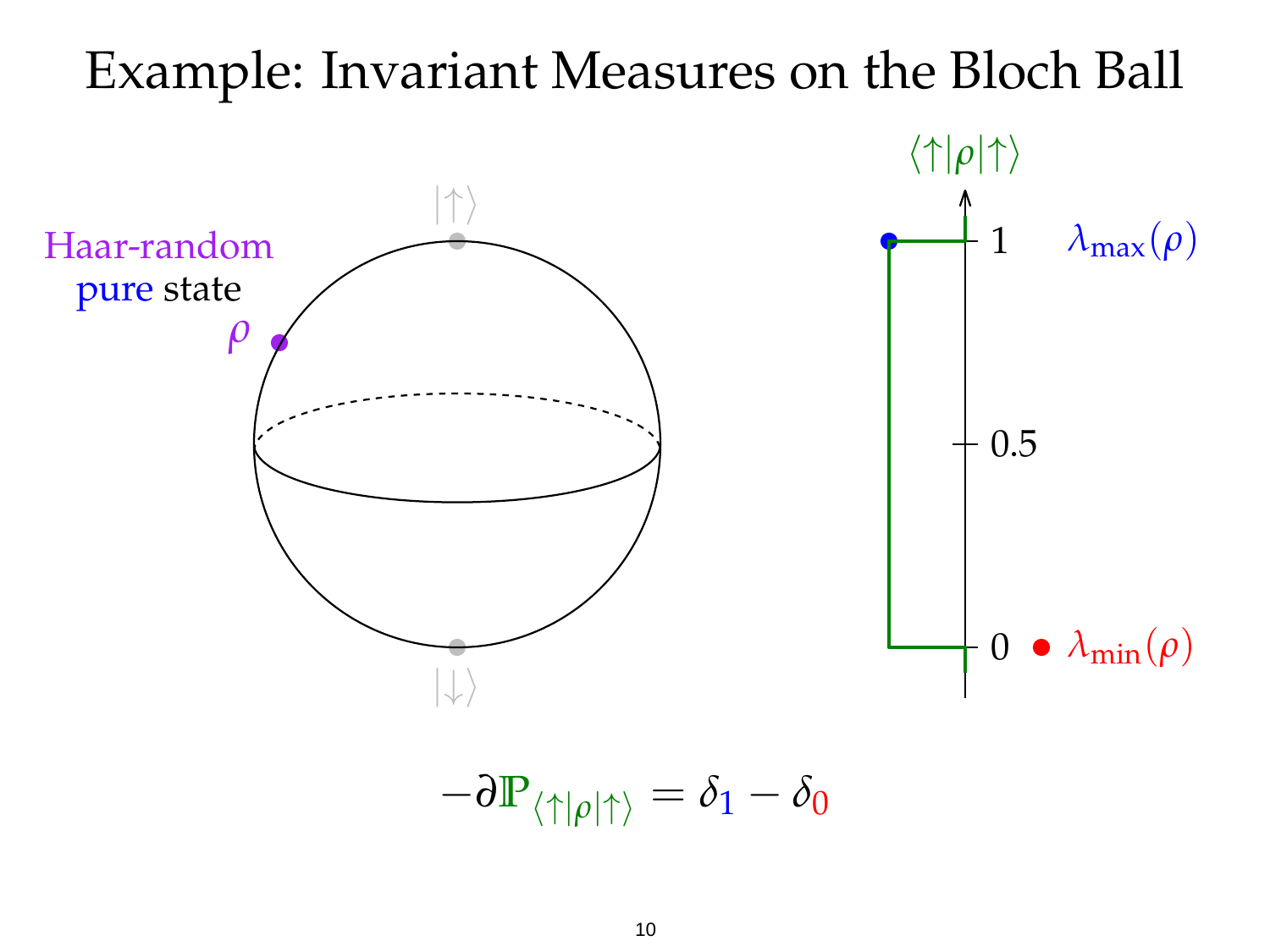# Example: Invariant Measures on the Bloch Ball

Haar-random pure state

$\rho$

$|\uparrow\rangle$

$|\downarrow\rangle$

$\langle\uparrow|\rho|\uparrow\rangle$

1

0.5

0

$\lambda_{\max}(\rho)$

$\lambda_{\min}(\rho)$

$$-\partial\mathbb{P}_{\langle\uparrow|\rho|\uparrow\rangle} = \delta_1 - \delta_0$$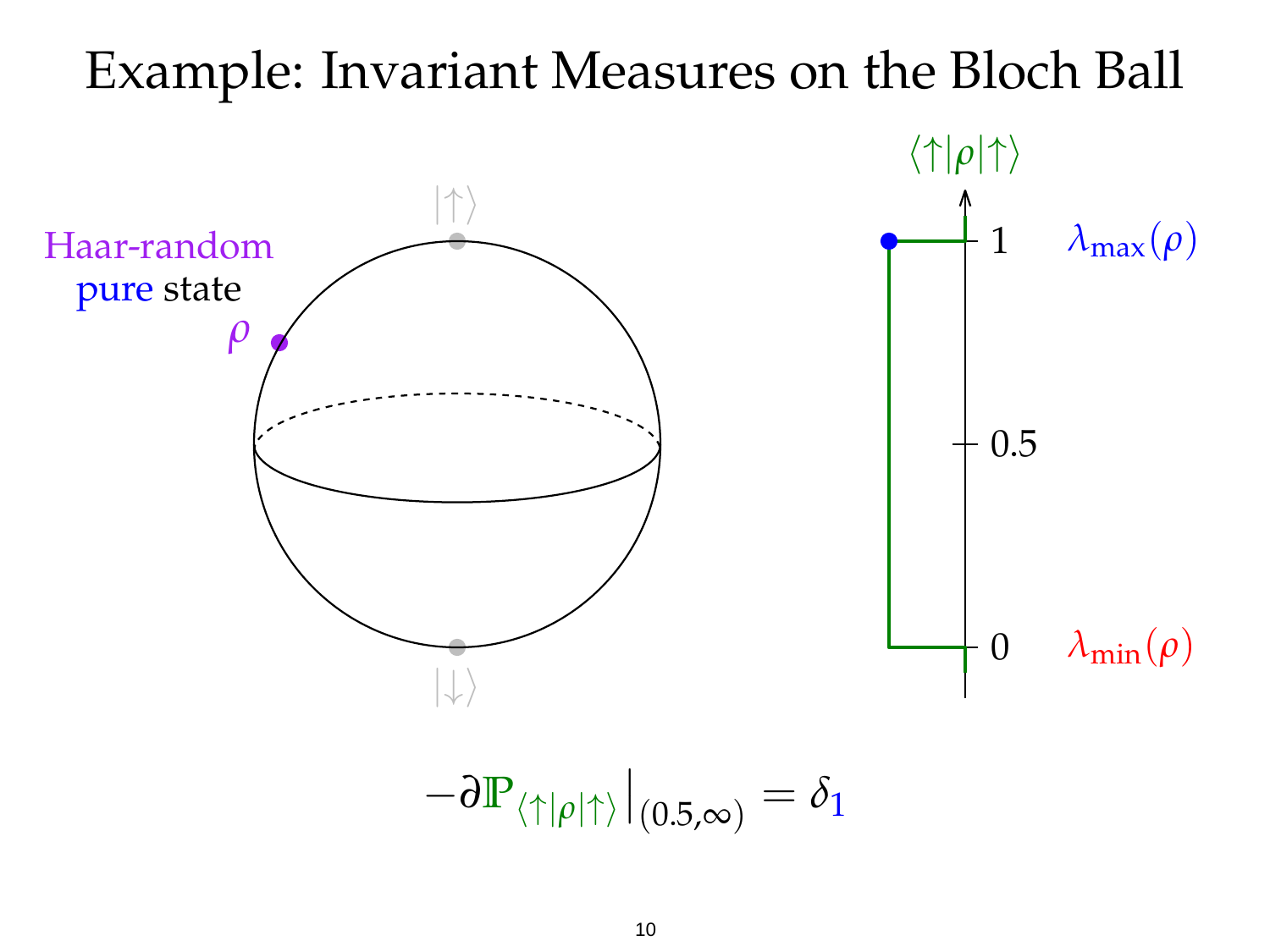# Example: Invariant Measures on the Bloch Ball

$|\uparrow\rangle$

Haar-random
pure state

$\rho$

$|\downarrow\rangle$

$\langle\uparrow|\rho|\uparrow\rangle$

1

0.5

0

$\lambda_{\max}(\rho)$

$\lambda_{\min}(\rho)$

$$-\partial\mathbb{P}_{\langle\uparrow|\rho|\uparrow\rangle}\big|_{(0.5,\infty)} = \delta_1$$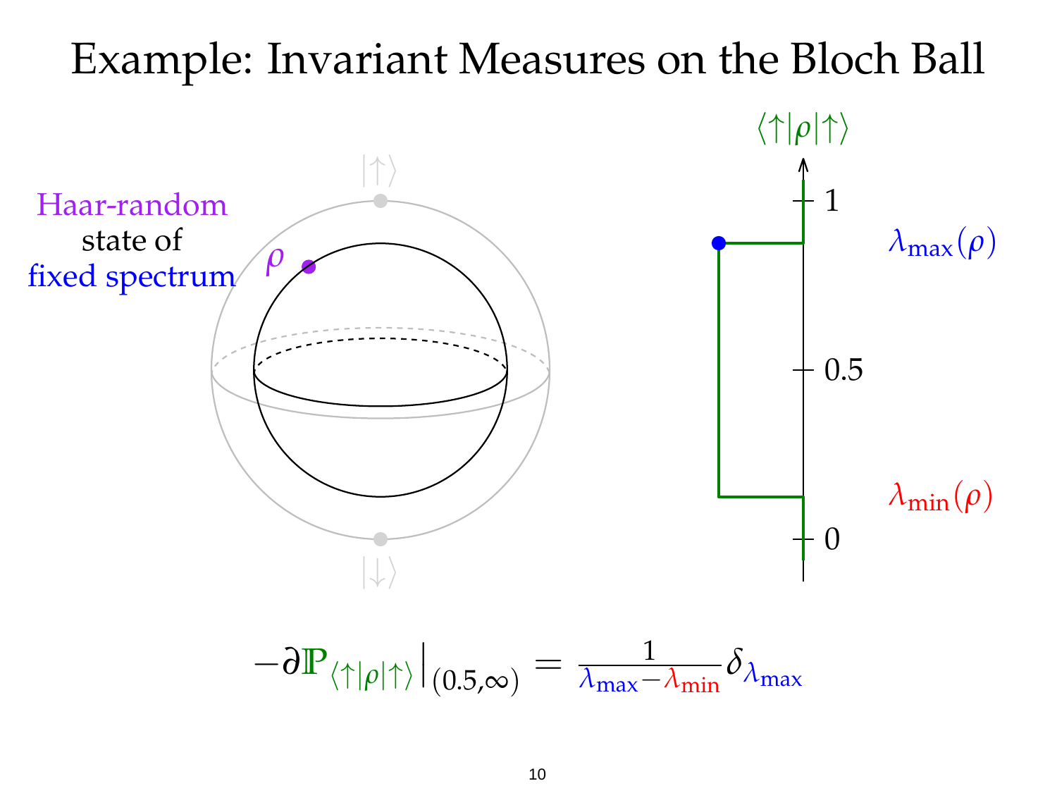# Example: Invariant Measures on the Bloch Ball

Haar-random state of fixed spectrum

$\rho$

$|\uparrow\rangle$

$|\downarrow\rangle$

$\langle\uparrow|\rho|\uparrow\rangle$

1

0.5

0

$\lambda_{\max}(\rho)$

$\lambda_{\min}(\rho)$

$$-\partial \mathbb{P}_{\langle\uparrow|\rho|\uparrow\rangle}\big|_{(0.5,\infty)} = \frac{1}{\lambda_{\max}-\lambda_{\min}}\delta_{\lambda_{\max}}$$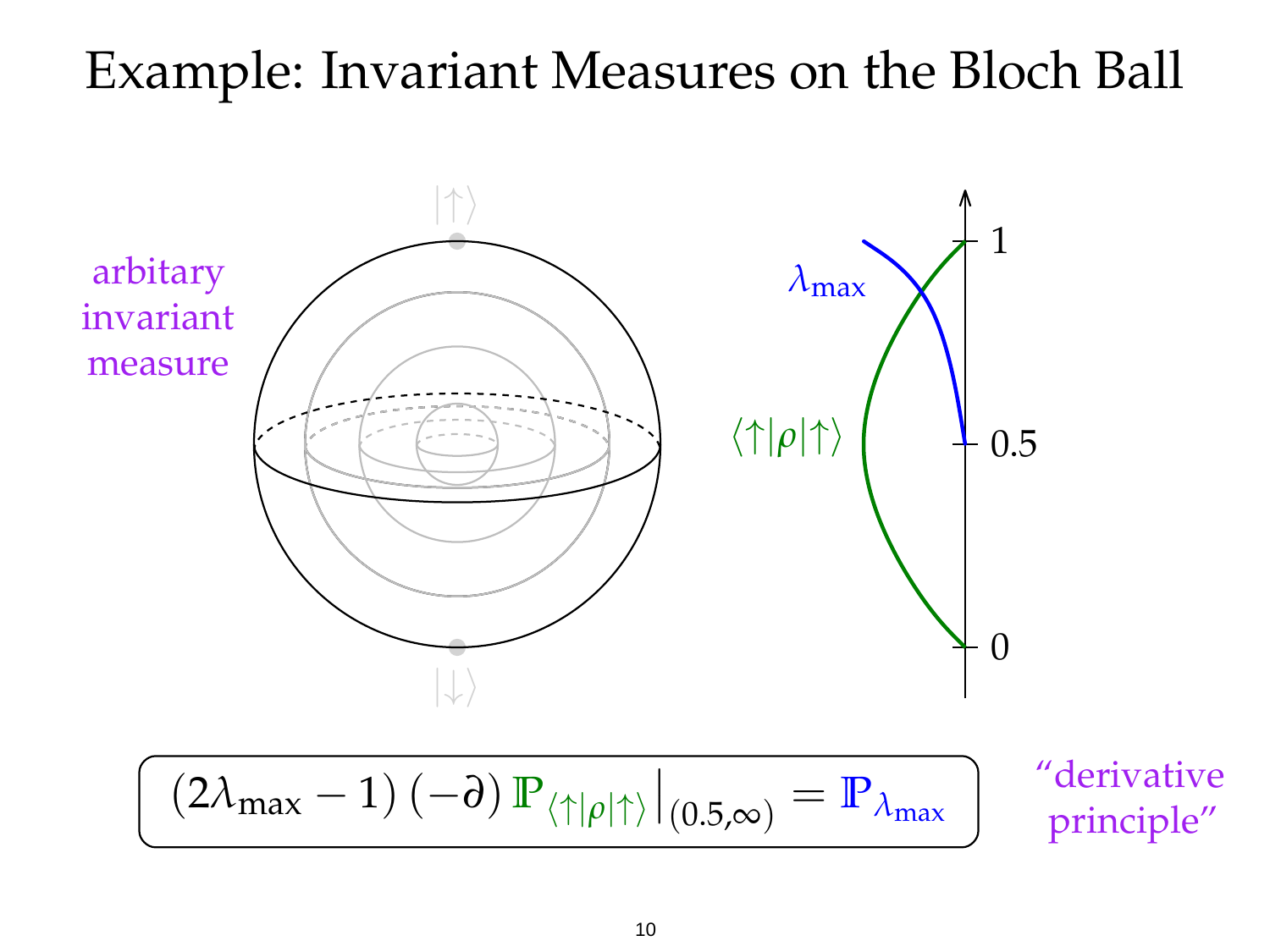# Example: Invariant Measures on the Bloch Ball

arbitary invariant measure

$|\uparrow\rangle$

$|\downarrow\rangle$

$\lambda_{\max}$

$\langle\uparrow|\rho|\uparrow\rangle$

1

0.5

0

$$(2\lambda_{\max} - 1)\,(-\partial)\,\mathbb{P}_{\langle\uparrow|\rho|\uparrow\rangle}\Big|_{(0.5,\infty)} = \mathbb{P}_{\lambda_{\max}}$$

"derivative principle"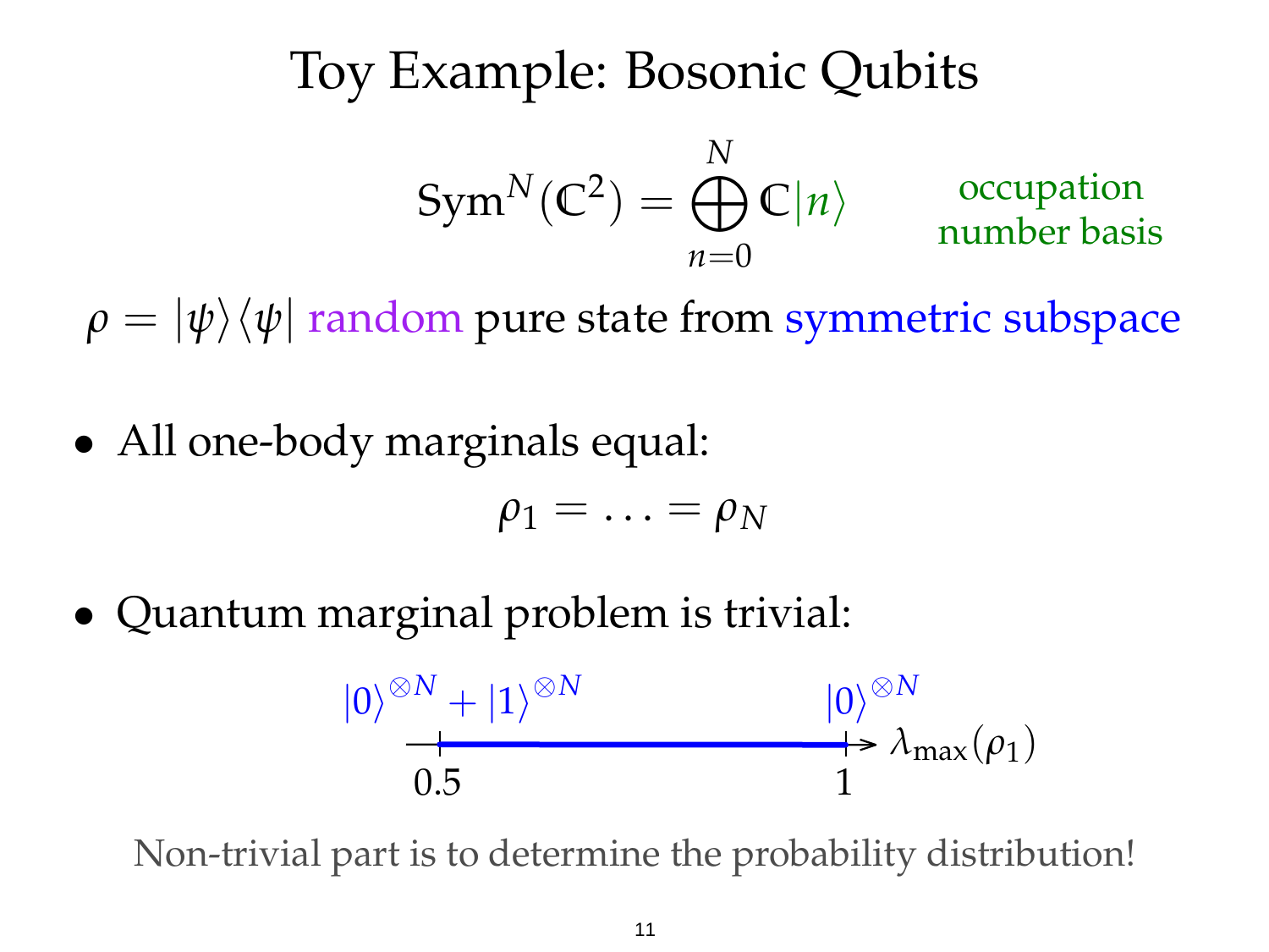# Toy Example: Bosonic Qubits

$$\mathrm{Sym}^N(\mathbb{C}^2) = \bigoplus_{n=0}^{N} \mathbb{C}|n\rangle$$

occupation number basis

$\rho = |\psi\rangle\langle\psi|$ random pure state from symmetric subspace

- All one-body marginals equal:

$$\rho_1 = \ldots = \rho_N$$

- Quantum marginal problem is trivial:

$|0\rangle^{\otimes N} + |1\rangle^{\otimes N}$

$|0\rangle^{\otimes N}$

$\lambda_{\max}(\rho_1)$

0.5

1

Non-trivial part is to determine the probability distribution!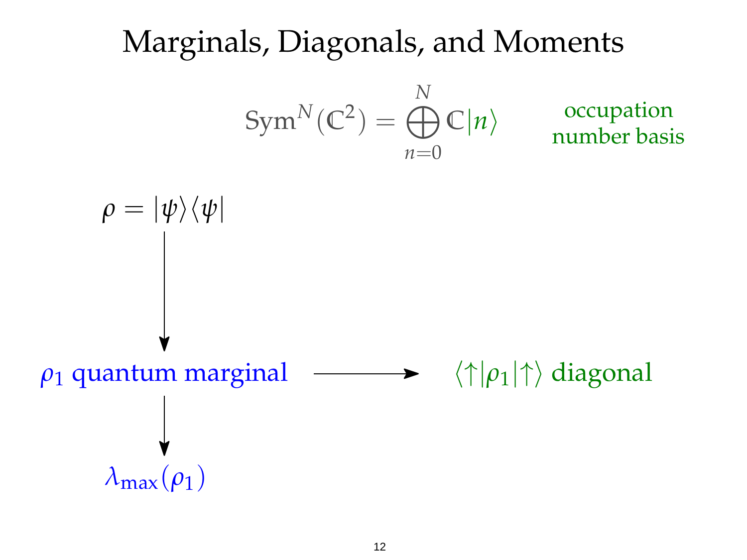# Marginals, Diagonals, and Moments

$$\mathrm{Sym}^N(\mathbb{C}^2) = \bigoplus_{n=0}^{N} \mathbb{C}|n\rangle$$

occupation number basis

$\rho = |\psi\rangle\langle\psi|$

↓

$\rho_1$ quantum marginal → $\langle\uparrow|\rho_1|\uparrow\rangle$ diagonal

↓

$\lambda_{\max}(\rho_1)$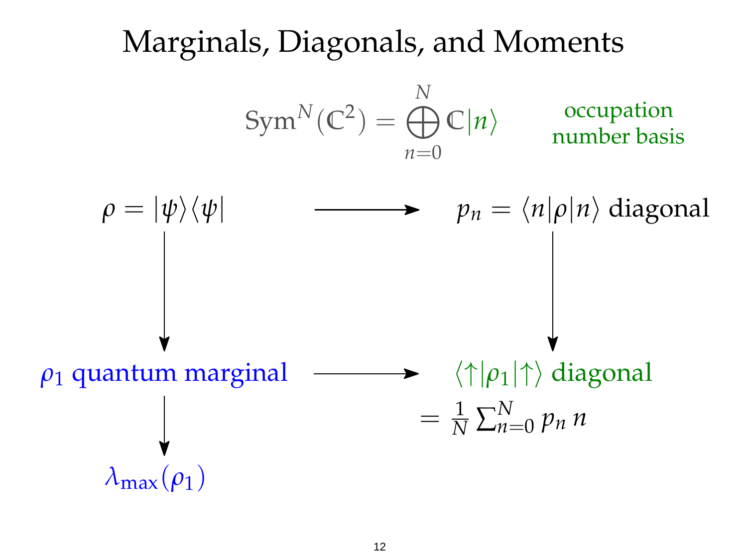# Marginals, Diagonals, and Moments

$$\mathrm{Sym}^N(\mathbb{C}^2) = \bigoplus_{n=0}^{N} \mathbb{C}|n\rangle$$

occupation number basis

$\rho = |\psi\rangle\langle\psi|$ ⟶ $p_n = \langle n|\rho|n\rangle$ diagonal

↓ ↓

$\rho_1$ quantum marginal ⟶ $\langle\uparrow|\rho_1|\uparrow\rangle$ diagonal

$$= \frac{1}{N}\sum_{n=0}^{N} p_n \, n$$

↓

$\lambda_{\max}(\rho_1)$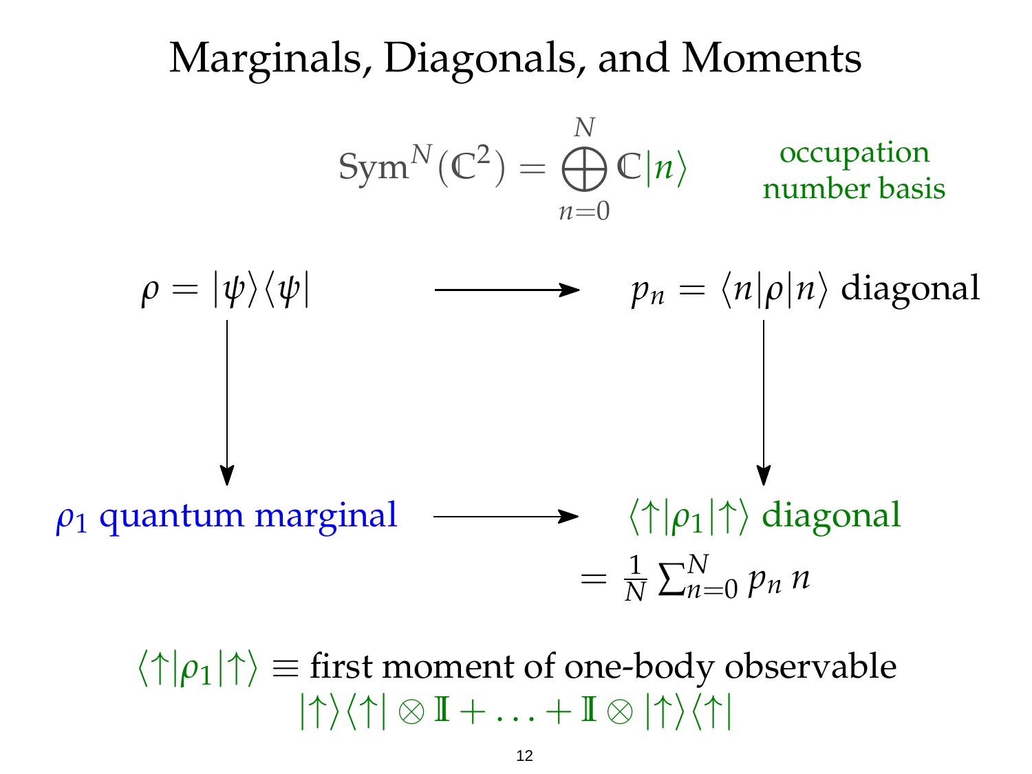# Marginals, Diagonals, and Moments

$$\mathrm{Sym}^N(\mathbb{C}^2) = \bigoplus_{n=0}^{N} \mathbb{C}|n\rangle$$

occupation number basis

$\rho = |\psi\rangle\langle\psi|$ → $p_n = \langle n|\rho|n\rangle$ diagonal

↓ ↓

$\rho_1$ quantum marginal → $\langle\uparrow|\rho_1|\uparrow\rangle$ diagonal

$$= \frac{1}{N}\sum_{n=0}^{N} p_n\, n$$

$\langle\uparrow|\rho_1|\uparrow\rangle \equiv$ first moment of one-body observable

$$|\uparrow\rangle\langle\uparrow| \otimes \mathbb{I} + \ldots + \mathbb{I} \otimes |\uparrow\rangle\langle\uparrow|$$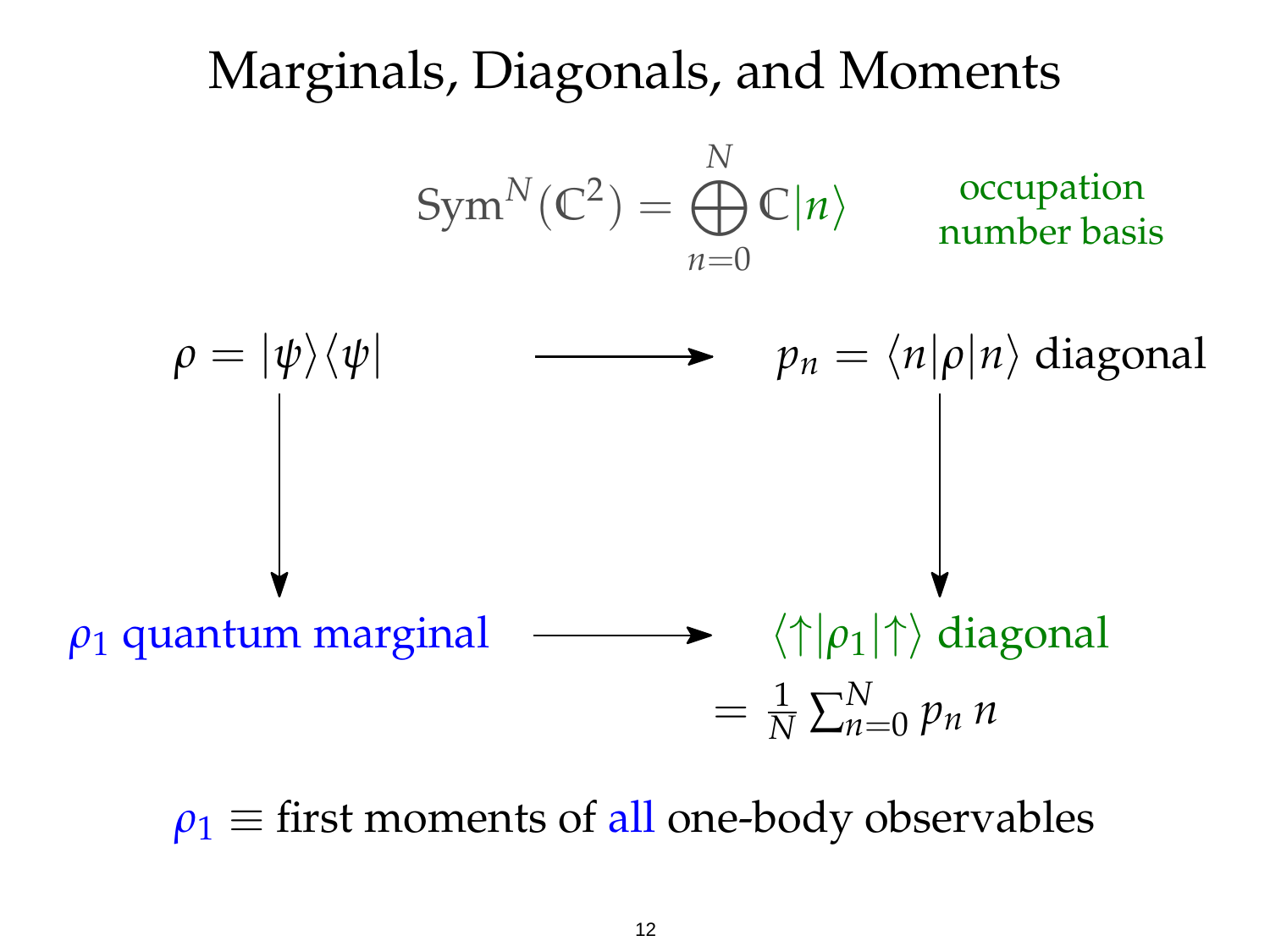# Marginals, Diagonals, and Moments

$$\mathrm{Sym}^N(\mathbb{C}^2) = \bigoplus_{n=0}^{N} \mathbb{C}|n\rangle$$

occupation number basis

$\rho = |\psi\rangle\langle\psi|$ ⟶ $p_n = \langle n|\rho|n\rangle$ diagonal

↓ ↓

$\rho_1$ quantum marginal ⟶ $\langle\uparrow|\rho_1|\uparrow\rangle$ diagonal

$$= \frac{1}{N}\sum_{n=0}^{N} p_n\, n$$

$\rho_1 \equiv$ first moments of all one-body observables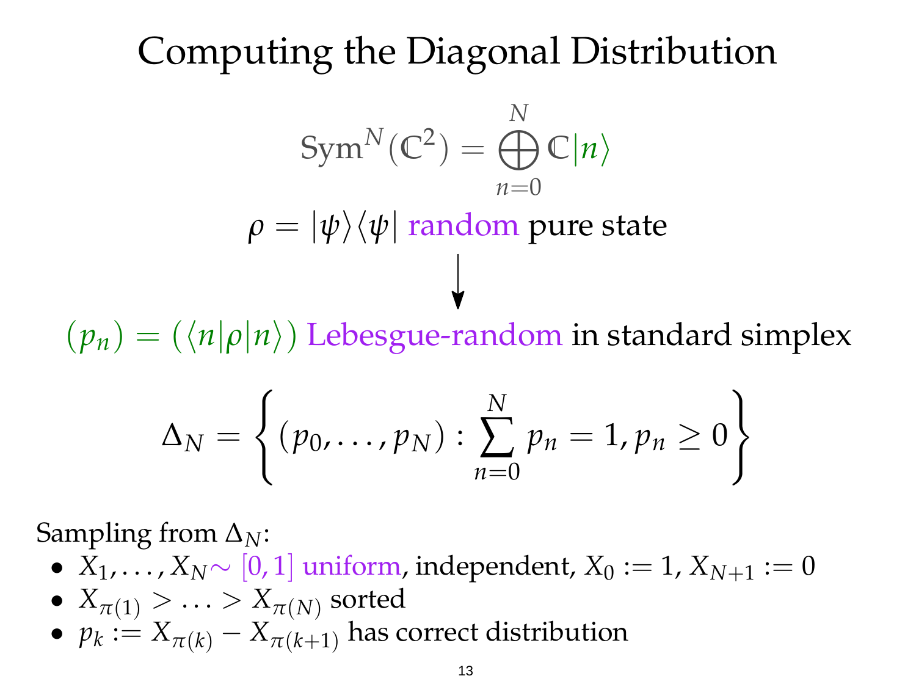# Computing the Diagonal Distribution

$$\mathrm{Sym}^N(\mathbb{C}^2) = \bigoplus_{n=0}^{N} \mathbb{C}|n\rangle$$

$\rho = |\psi\rangle\langle\psi|$ random pure state

↓

$(p_n) = (\langle n|\rho|n\rangle)$ Lebesgue-random in standard simplex

$$\Delta_N = \left\{ (p_0, \ldots, p_N) : \sum_{n=0}^{N} p_n = 1, p_n \geq 0 \right\}$$

Sampling from $\Delta_N$:

- $X_1, \ldots, X_N \sim [0,1]$ uniform, independent, $X_0 := 1$, $X_{N+1} := 0$
- $X_{\pi(1)} > \ldots > X_{\pi(N)}$ sorted
- $p_k := X_{\pi(k)} - X_{\pi(k+1)}$ has correct distribution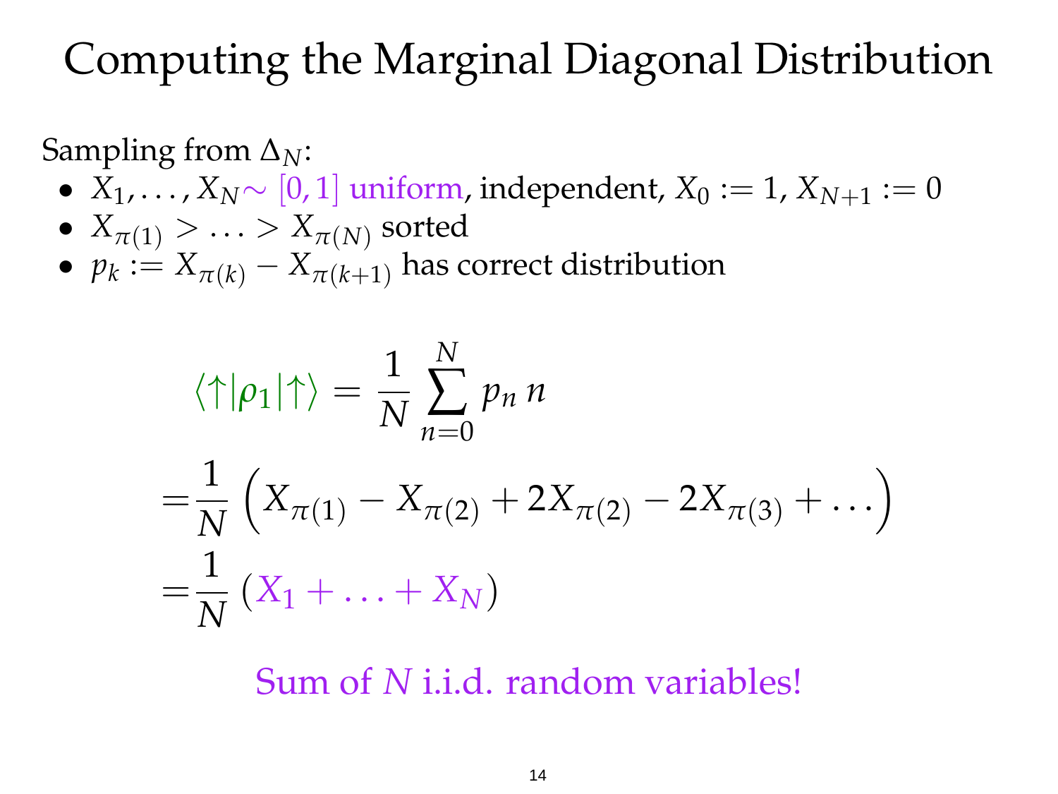# Computing the Marginal Diagonal Distribution

Sampling from $\Delta_N$:

- $X_1, \ldots, X_N \sim [0,1]$ uniform, independent, $X_0 := 1$, $X_{N+1} := 0$
- $X_{\pi(1)} > \ldots > X_{\pi(N)}$ sorted
- $p_k := X_{\pi(k)} - X_{\pi(k+1)}$ has correct distribution

$$\langle\uparrow|\rho_1|\uparrow\rangle = \frac{1}{N}\sum_{n=0}^{N} p_n \, n$$

$$= \frac{1}{N}\left(X_{\pi(1)} - X_{\pi(2)} + 2X_{\pi(2)} - 2X_{\pi(3)} + \ldots\right)$$

$$= \frac{1}{N}\left(X_1 + \ldots + X_N\right)$$

Sum of $N$ i.i.d. random variables!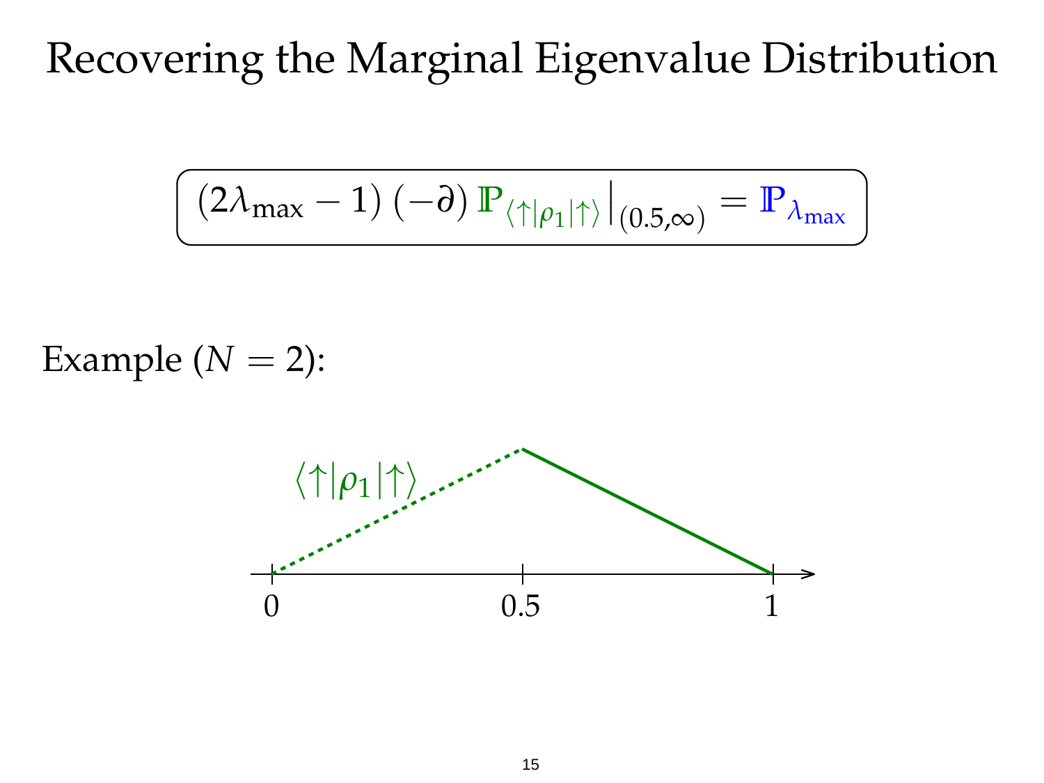# Recovering the Marginal Eigenvalue Distribution

$$(2\lambda_{\max} - 1)\,(-\partial)\,\mathbb{P}_{\langle\uparrow|\rho_1|\uparrow\rangle}\Big|_{(0.5,\infty)} = \mathbb{P}_{\lambda_{\max}}$$

Example ($N = 2$):

$\langle\uparrow|\rho_1|\uparrow\rangle$

0

0.5

1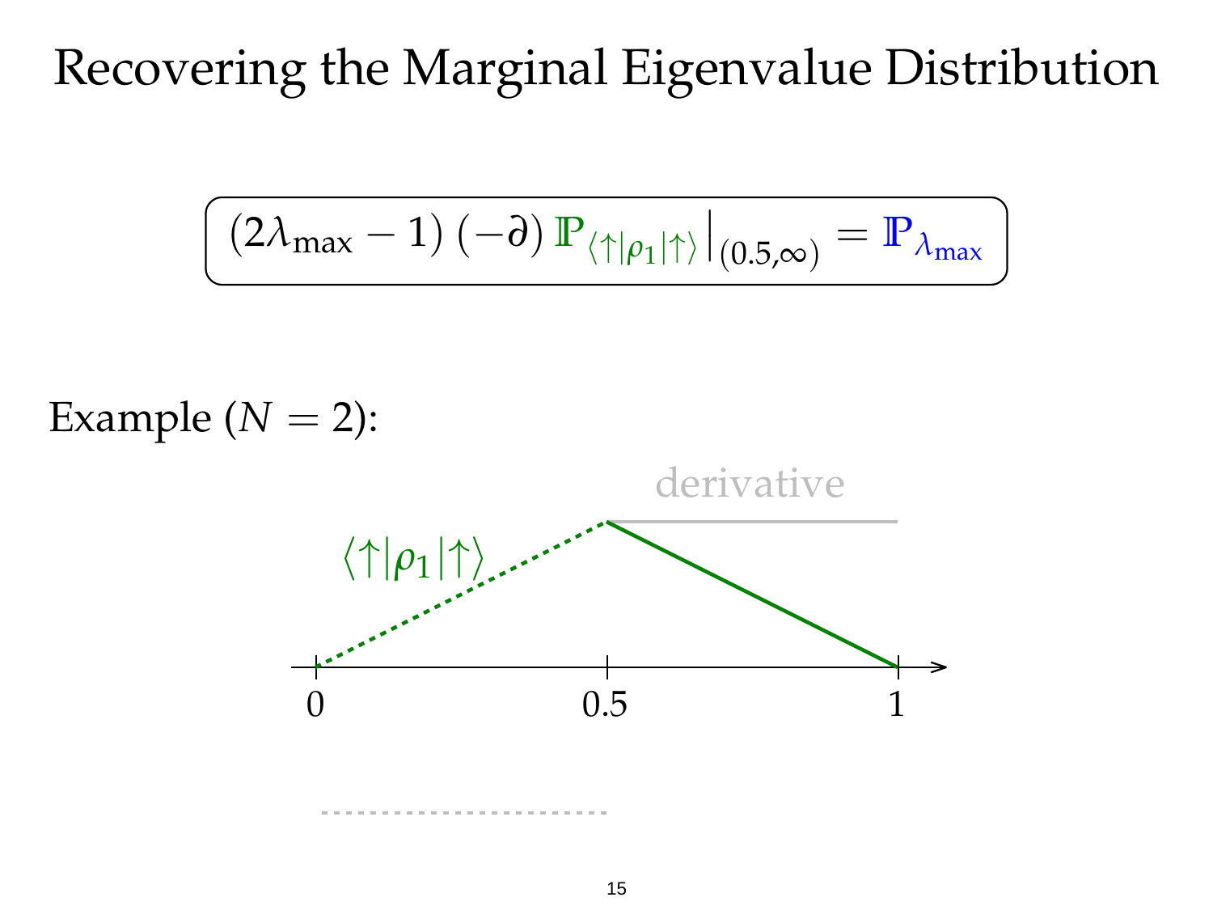# Recovering the Marginal Eigenvalue Distribution

$$\boxed{(2\lambda_{\max} - 1)\,(-\partial)\,\mathbb{P}_{\langle\uparrow|\rho_1|\uparrow\rangle}\Big|_{(0.5,\infty)} = \mathbb{P}_{\lambda_{\max}}}$$

Example ($N = 2$):

derivative

$\langle\uparrow|\rho_1|\uparrow\rangle$

0

0.5

1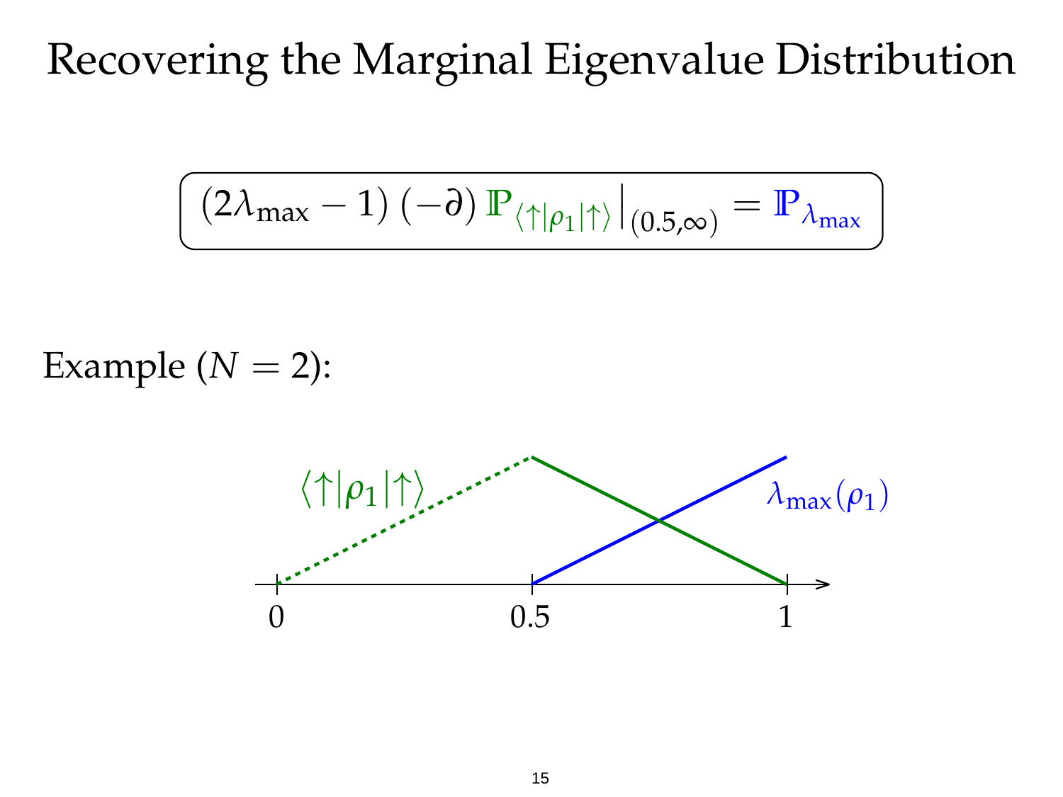# Recovering the Marginal Eigenvalue Distribution

$$\left.(2\lambda_{\max} - 1)\,(-\partial)\,\mathbb{P}_{\langle\uparrow|\rho_1|\uparrow\rangle}\right|_{(0.5,\infty)} = \mathbb{P}_{\lambda_{\max}}$$

Example ($N = 2$):

$\langle\uparrow|\rho_1|\uparrow\rangle$

$\lambda_{\max}(\rho_1)$

0

0.5

1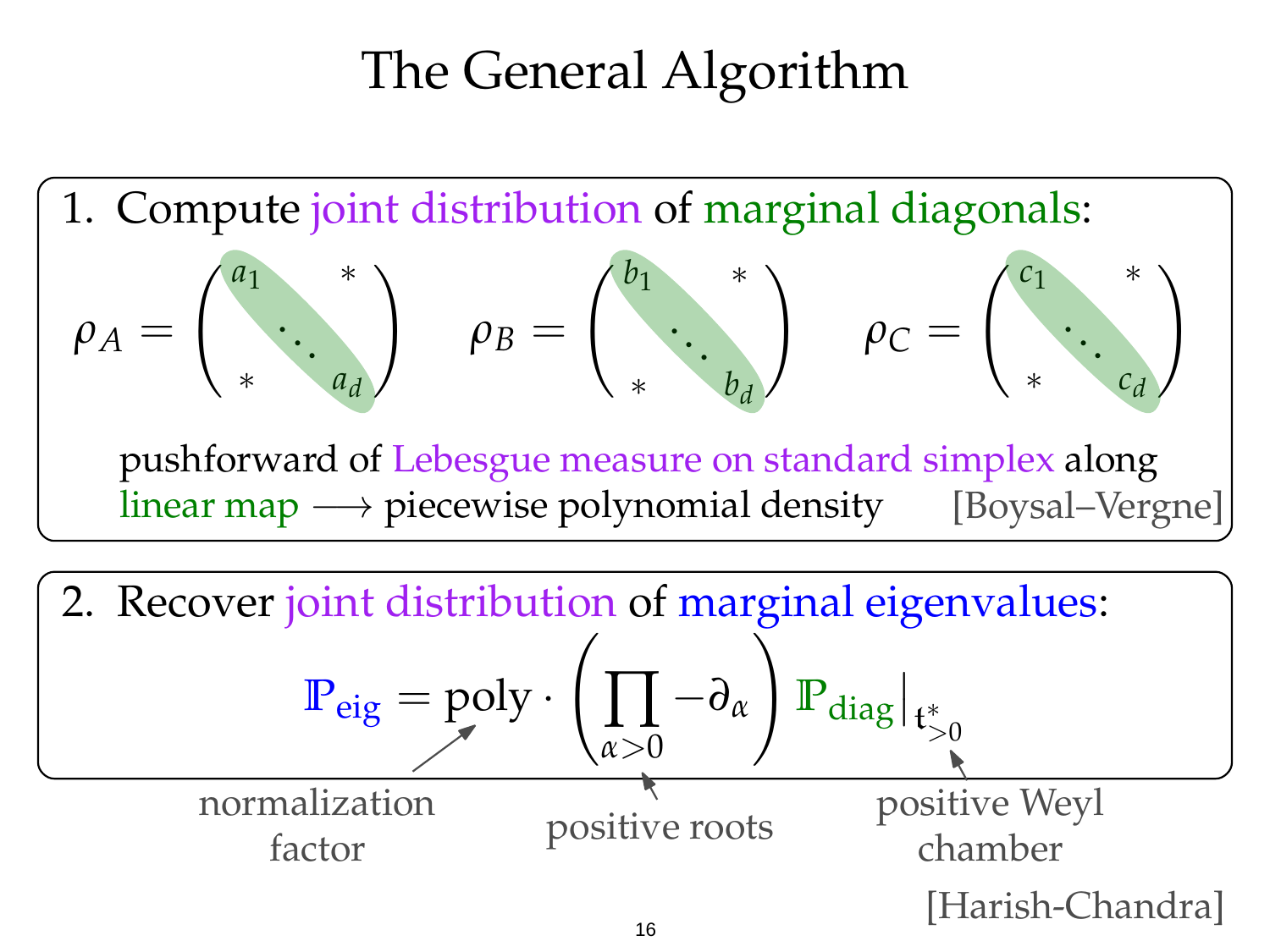# The General Algorithm

1. Compute joint distribution of marginal diagonals:

$$\rho_A = \begin{pmatrix} a_1 & & * \\ & \ddots & \\ * & & a_d \end{pmatrix} \quad \rho_B = \begin{pmatrix} b_1 & & * \\ & \ddots & \\ * & & b_d \end{pmatrix} \quad \rho_C = \begin{pmatrix} c_1 & & * \\ & \ddots & \\ * & & c_d \end{pmatrix}$$

pushforward of Lebesgue measure on standard simplex along linear map $\longrightarrow$ piecewise polynomial density [Boysal–Vergne]

2. Recover joint distribution of marginal eigenvalues:

$$\mathbb{P}_{\text{eig}} = \text{poly} \cdot \left( \prod_{\alpha > 0} -\partial_\alpha \right) \mathbb{P}_{\text{diag}} \Big|_{\mathfrak{t}^*_{>0}}$$

normalization factor

positive roots

positive Weyl chamber

[Harish-Chandra]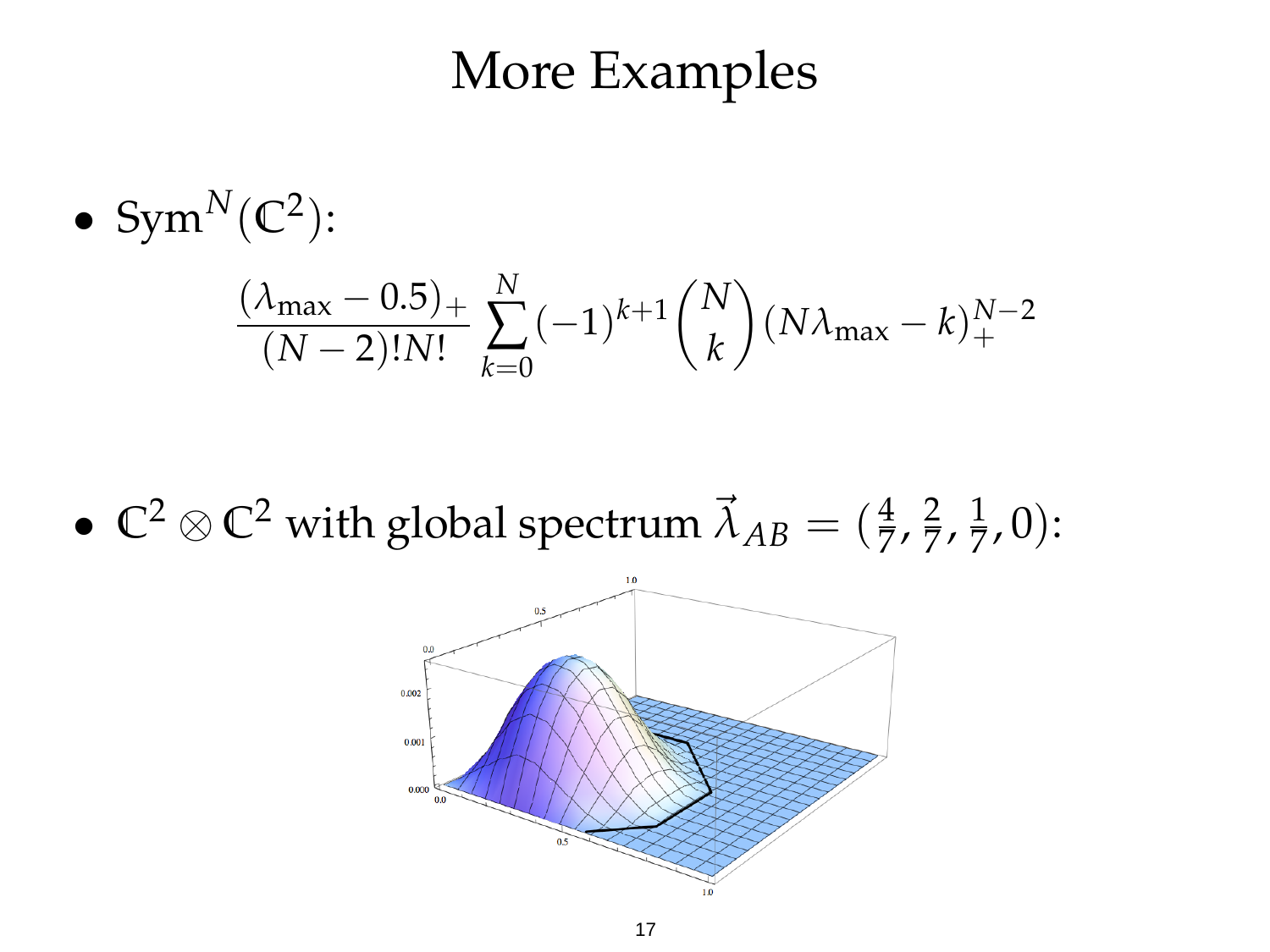# More Examples

- $\mathrm{Sym}^N(\mathbb{C}^2)$:

$$\frac{(\lambda_{\max} - 0.5)_+}{(N-2)!N!} \sum_{k=0}^{N} (-1)^{k+1} \binom{N}{k} (N\lambda_{\max} - k)_+^{N-2}$$

- $\mathbb{C}^2 \otimes \mathbb{C}^2$ with global spectrum $\vec{\lambda}_{AB} = (\frac{4}{7}, \frac{2}{7}, \frac{1}{7}, 0)$:

1.0

0.5

0.0

0.002

0.001

0.000

0.0

0.5

1.0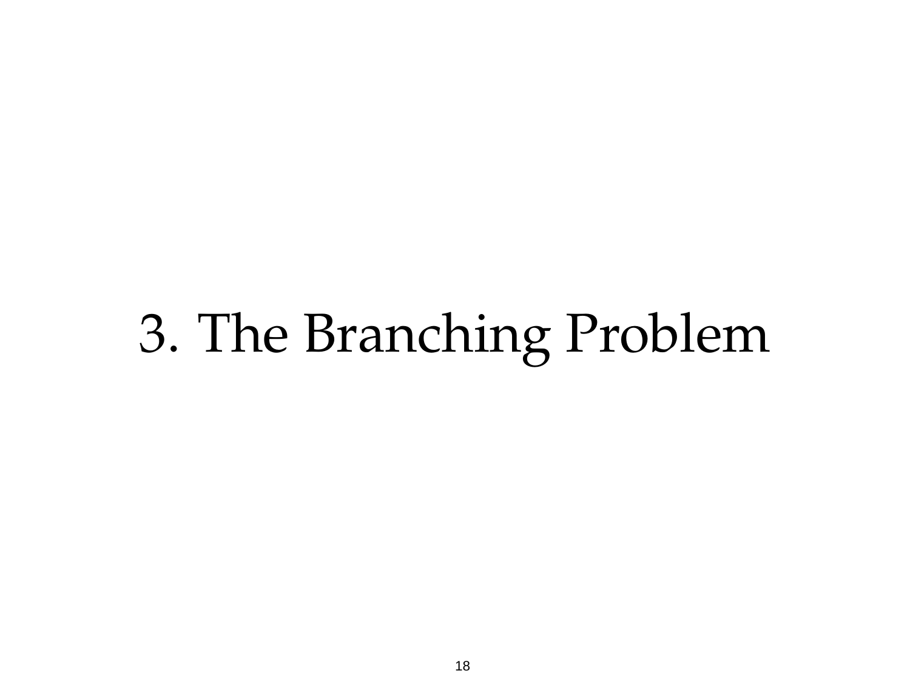# 3. The Branching Problem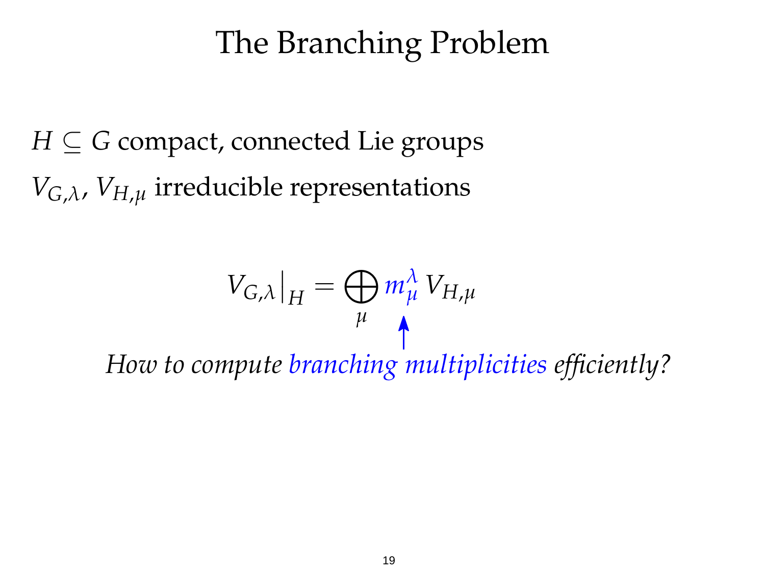# The Branching Problem

$H \subseteq G$ compact, connected Lie groups

$V_{G,\lambda}$, $V_{H,\mu}$ irreducible representations

$$V_{G,\lambda}\big|_H = \bigoplus_{\mu} m_{\mu}^{\lambda}\, V_{H,\mu}$$

*How to compute branching multiplicities efficiently?*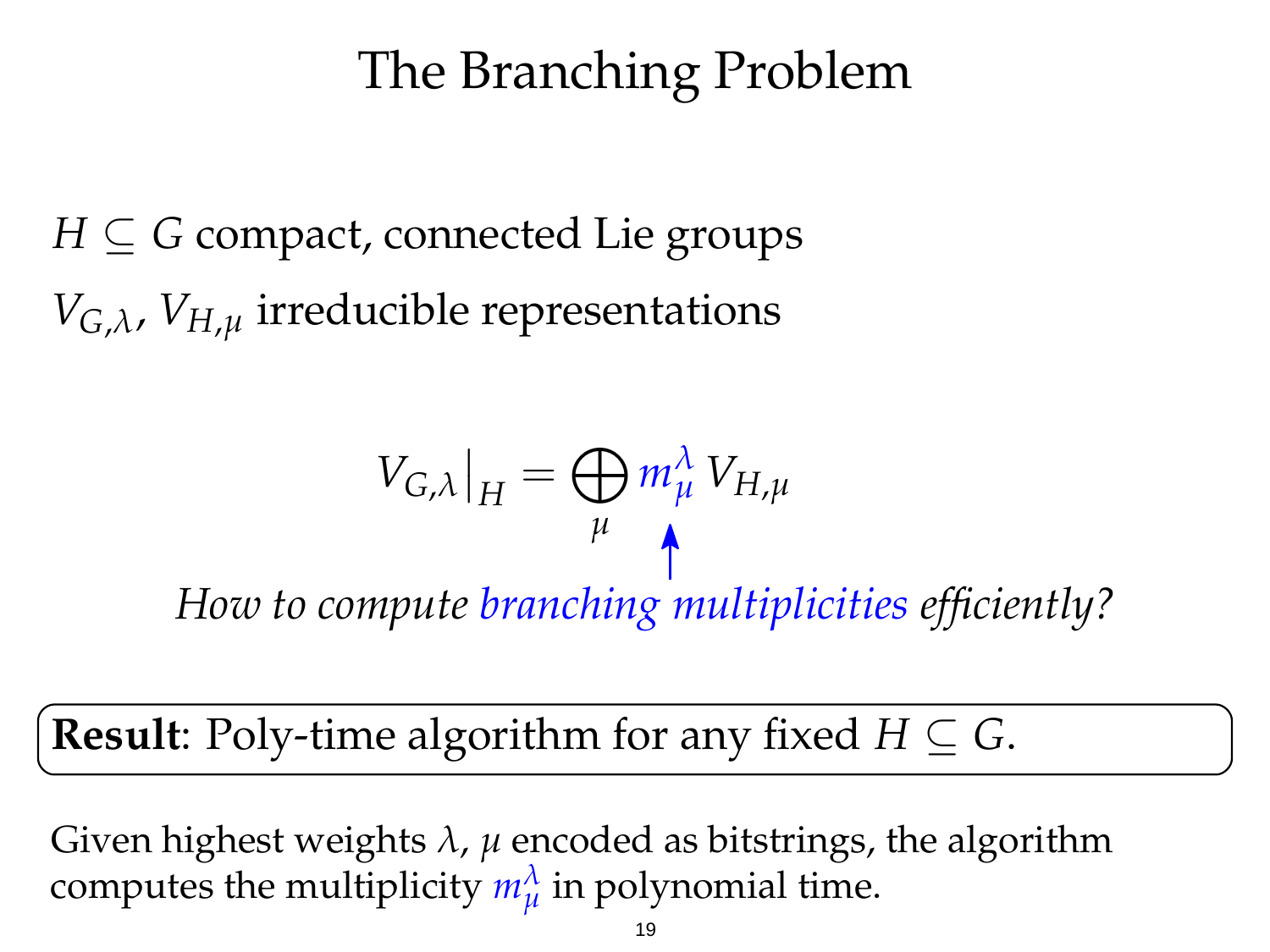# The Branching Problem

$H \subseteq G$ compact, connected Lie groups

$V_{G,\lambda}$, $V_{H,\mu}$ irreducible representations

$$V_{G,\lambda}\big|_H = \bigoplus_{\mu} m_{\mu}^{\lambda}\, V_{H,\mu}$$

*How to compute branching multiplicities efficiently?*

**Result**: Poly-time algorithm for any fixed $H \subseteq G$.

Given highest weights $\lambda$, $\mu$ encoded as bitstrings, the algorithm computes the multiplicity $m_{\mu}^{\lambda}$ in polynomial time.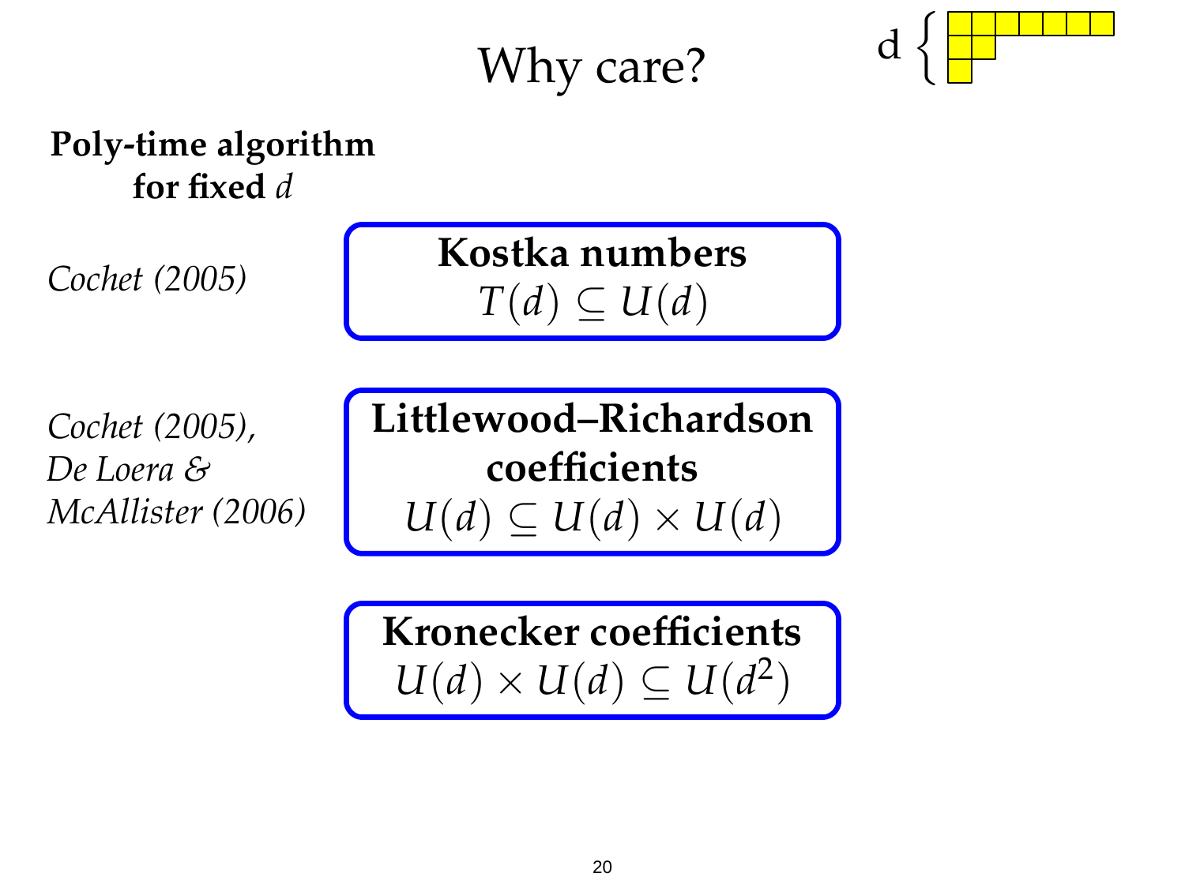# Why care?

d { (Young diagram)

**Poly-time algorithm for fixed $d$**

*Cochet (2005)*

**Kostka numbers**
$T(d) \subseteq U(d)$

*Cochet (2005), De Loera & McAllister (2006)*

**Littlewood–Richardson coefficients**
$U(d) \subseteq U(d) \times U(d)$

**Kronecker coefficients**
$U(d) \times U(d) \subseteq U(d^2)$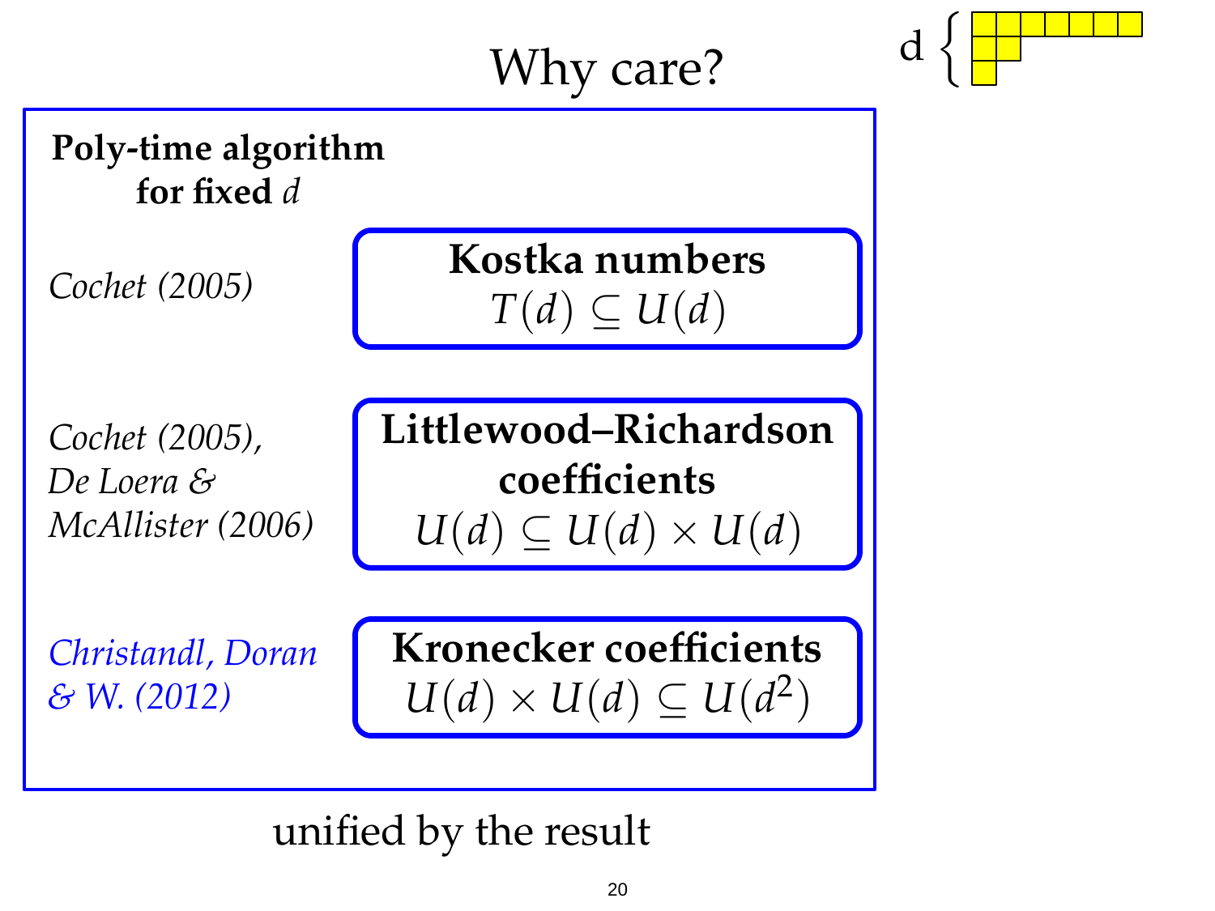# Why care?

d

**Poly-time algorithm for fixed $d$**

*Cochet (2005)*

**Kostka numbers**
$T(d) \subseteq U(d)$

*Cochet (2005), De Loera & McAllister (2006)*

**Littlewood–Richardson coefficients**
$U(d) \subseteq U(d) \times U(d)$

*Christandl, Doran & W. (2012)*

**Kronecker coefficients**
$U(d) \times U(d) \subseteq U(d^2)$

unified by the result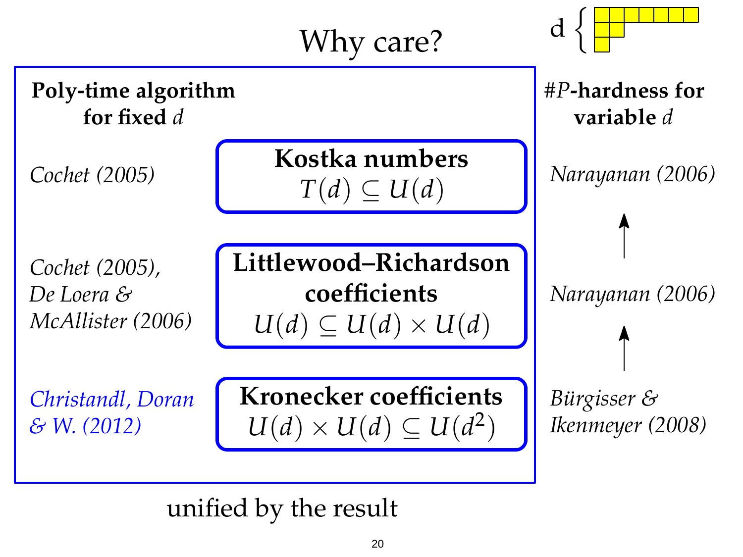# Why care?

$d \left\{ \right.$ (Young diagram)

**Poly-time algorithm for fixed $d$**

**$\#P$-hardness for variable $d$**

| Poly-time algorithm for fixed $d$ | | $\#P$-hardness for variable $d$ |
|---|---|---|
| *Cochet (2005)* | **Kostka numbers** $T(d) \subseteq U(d)$ | *Narayanan (2006)* |
| *Cochet (2005), De Loera & McAllister (2006)* | **Littlewood–Richardson coefficients** $U(d) \subseteq U(d) \times U(d)$ | *Narayanan (2006)* |
| *Christandl, Doran & W. (2012)* | **Kronecker coefficients** $U(d) \times U(d) \subseteq U(d^2)$ | *Bürgisser & Ikenmeyer (2008)* |

unified by the result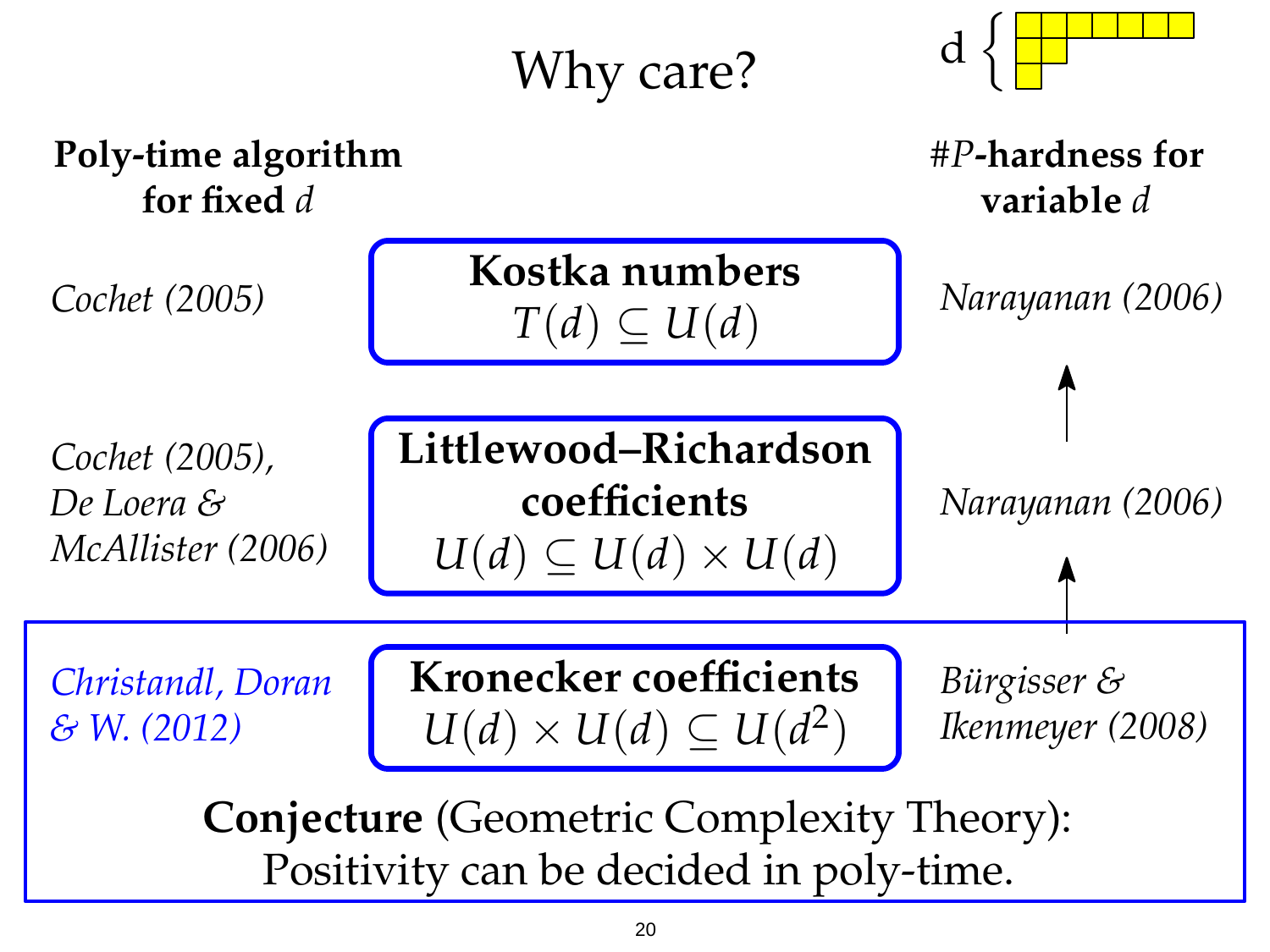# Why care?

d { (Young diagram)

**Poly-time algorithm for fixed $d$**

**$\#P$-hardness for variable $d$**

| Poly-time algorithm for fixed $d$ | | $\#P$-hardness for variable $d$ |
| --- | --- | --- |
| *Cochet (2005)* | **Kostka numbers** $T(d) \subseteq U(d)$ | *Narayanan (2006)* |
| *Cochet (2005), De Loera & McAllister (2006)* | **Littlewood–Richardson coefficients** $U(d) \subseteq U(d) \times U(d)$ | *Narayanan (2006)* |
| *Christandl, Doran & W. (2012)* | **Kronecker coefficients** $U(d) \times U(d) \subseteq U(d^2)$ | *Bürgisser & Ikenmeyer (2008)* |

**Conjecture** (Geometric Complexity Theory): Positivity can be decided in poly-time.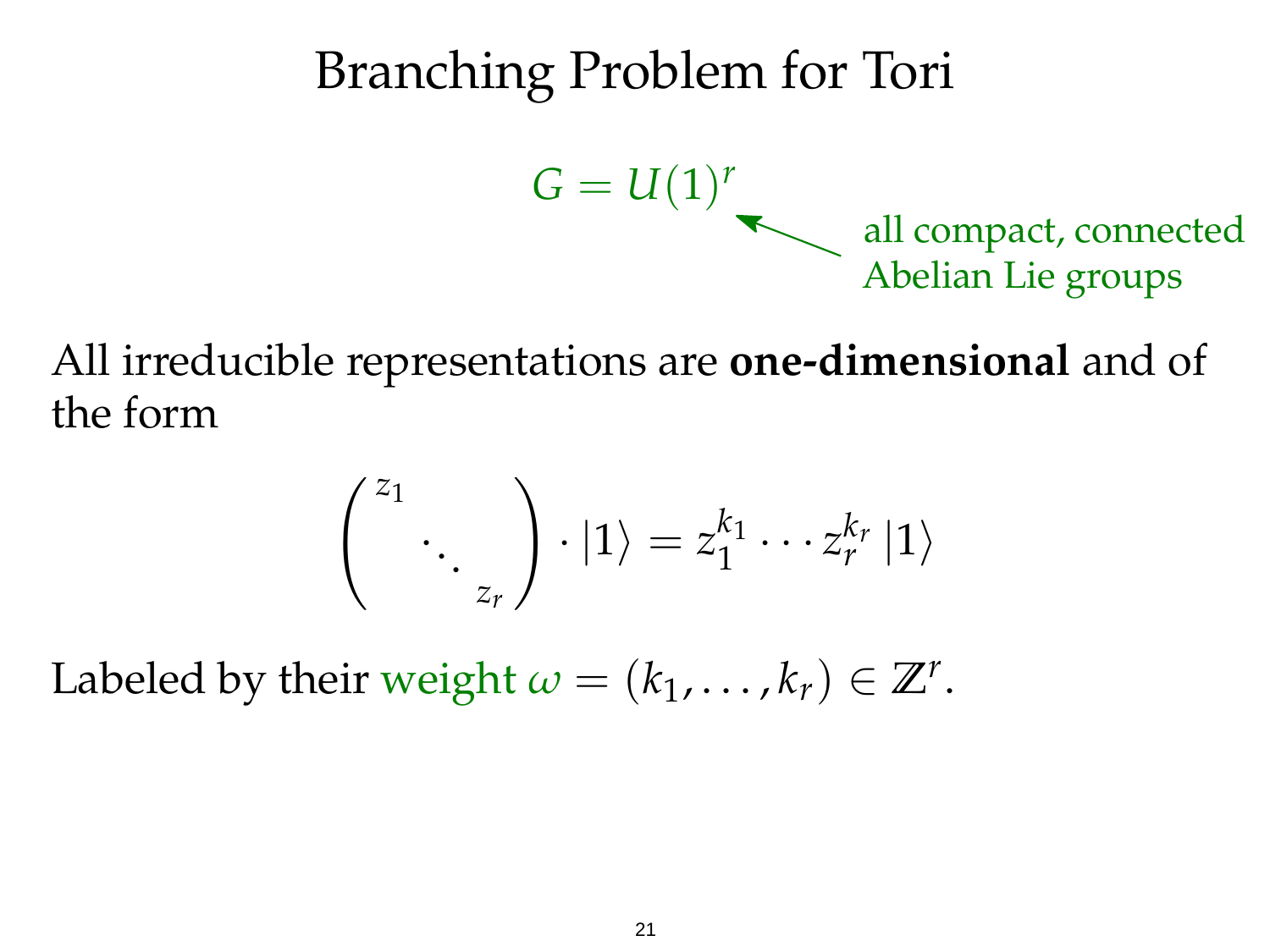# Branching Problem for Tori

$$G = U(1)^r$$

all compact, connected Abelian Lie groups

All irreducible representations are **one-dimensional** and of the form

$$\begin{pmatrix} z_1 & & \\ & \ddots & \\ & & z_r \end{pmatrix} \cdot |1\rangle = z_1^{k_1} \cdots z_r^{k_r} |1\rangle$$

Labeled by their weight $\omega = (k_1, \ldots, k_r) \in \mathbb{Z}^r$.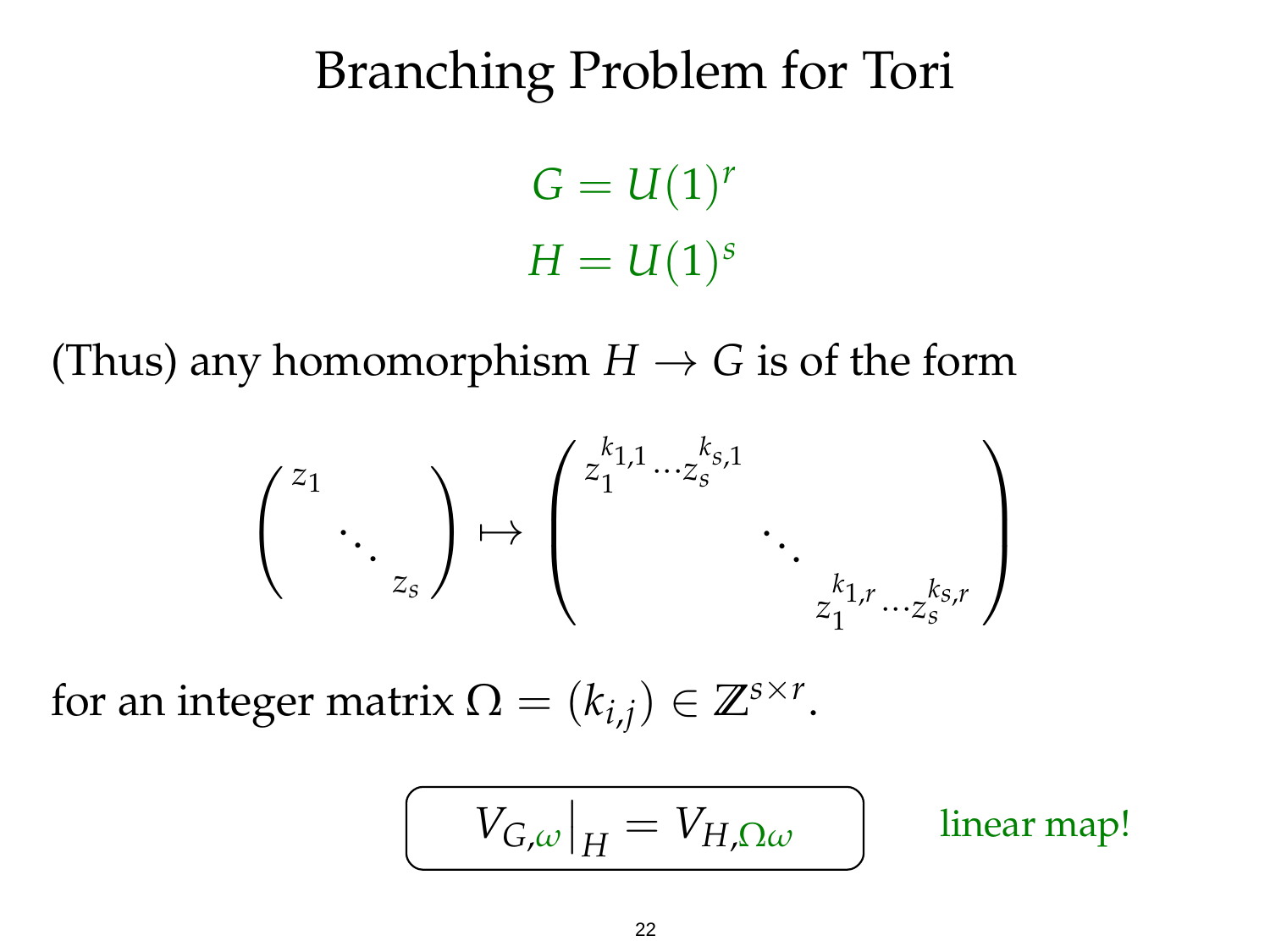# Branching Problem for Tori

$$G = U(1)^r$$
$$H = U(1)^s$$

(Thus) any homomorphism $H \to G$ is of the form

$$\begin{pmatrix} z_1 & & \\ & \ddots & \\ & & z_s \end{pmatrix} \mapsto \begin{pmatrix} z_1^{k_{1,1}} \cdots z_s^{k_{s,1}} & & \\ & \ddots & \\ & & z_1^{k_{1,r}} \cdots z_s^{k_{s,r}} \end{pmatrix}$$

for an integer matrix $\Omega = (k_{i,j}) \in \mathbb{Z}^{s \times r}$.

$$\boxed{V_{G,\omega}\big|_H = V_{H,\Omega\omega}}$$

linear map!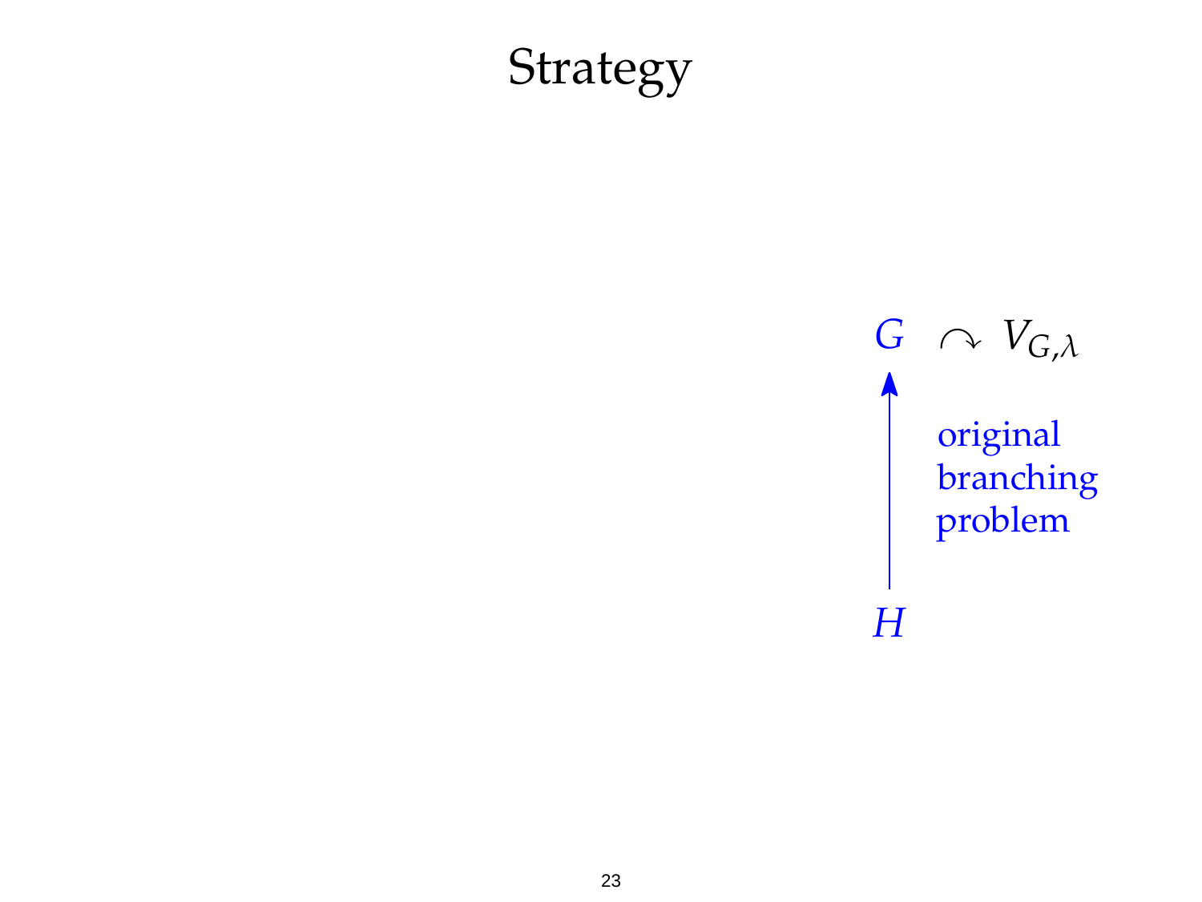# Strategy

$G \curvearrowright V_{G,\lambda}$

original
branching
problem

$H$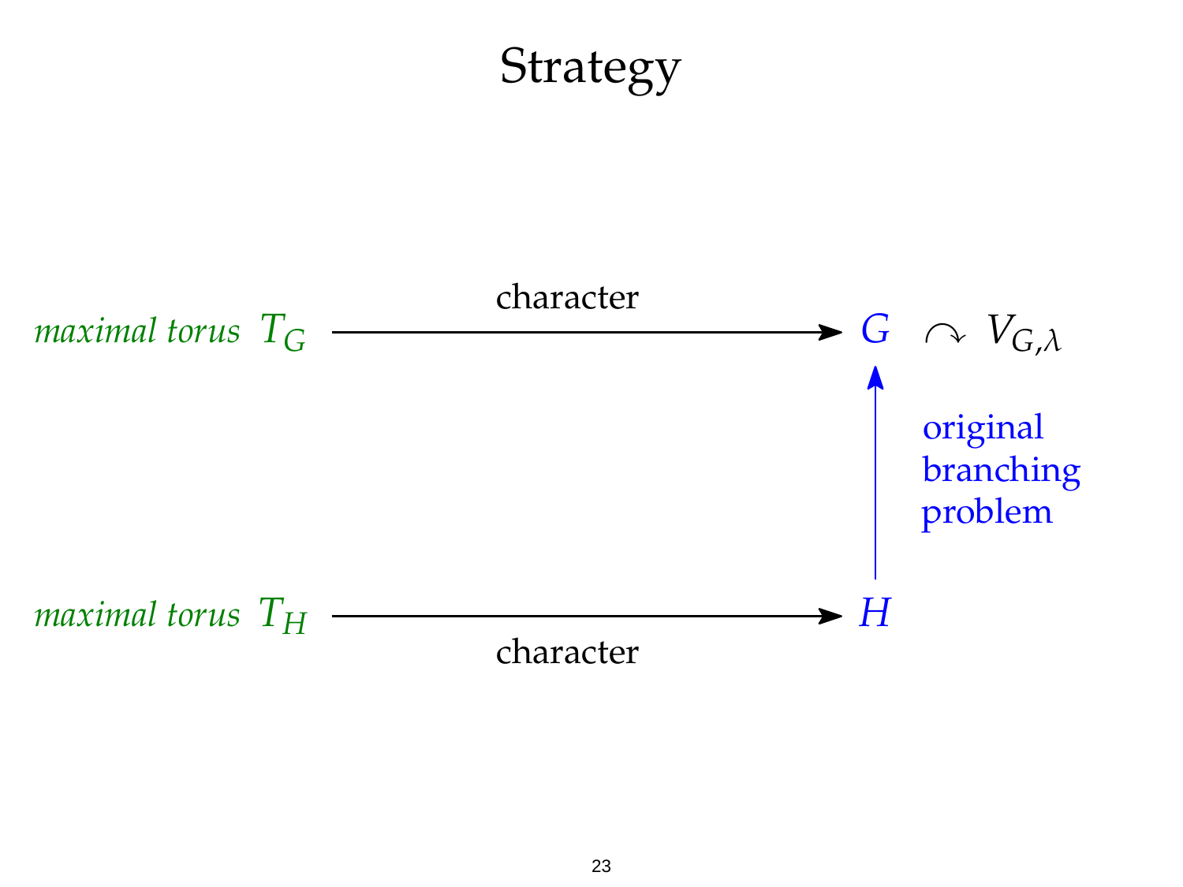# Strategy

*maximal torus* $T_G$ —— character ——> $G$ $\curvearrowright$ $V_{G,\lambda}$

original branching problem

*maximal torus* $T_H$ —— character ——> $H$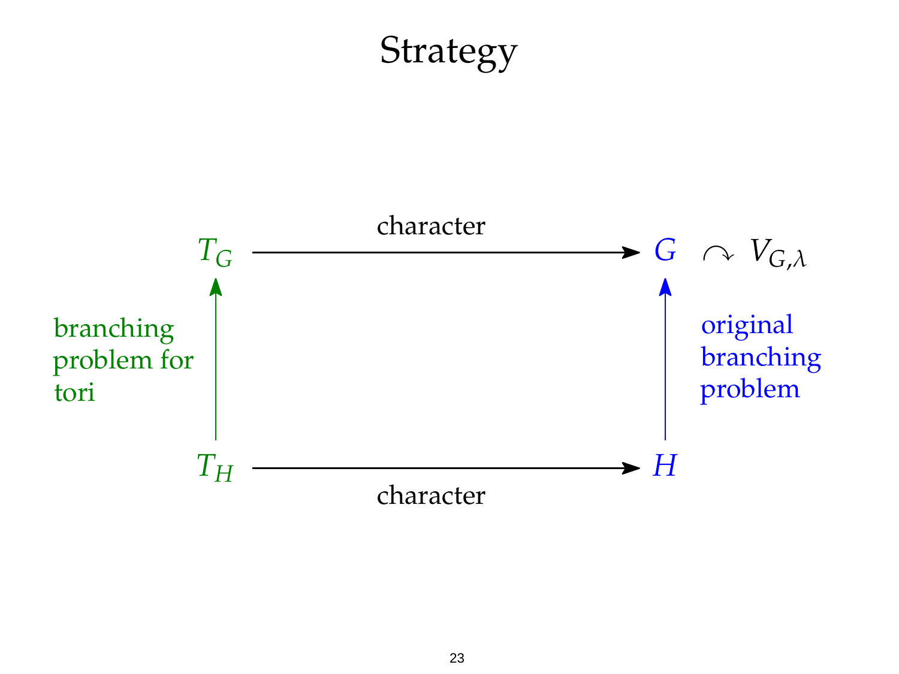# Strategy

$T_G$ —character→ $G$ $\curvearrowright$ $V_{G,\lambda}$

branching problem for tori

original branching problem

$T_H$ —character→ $H$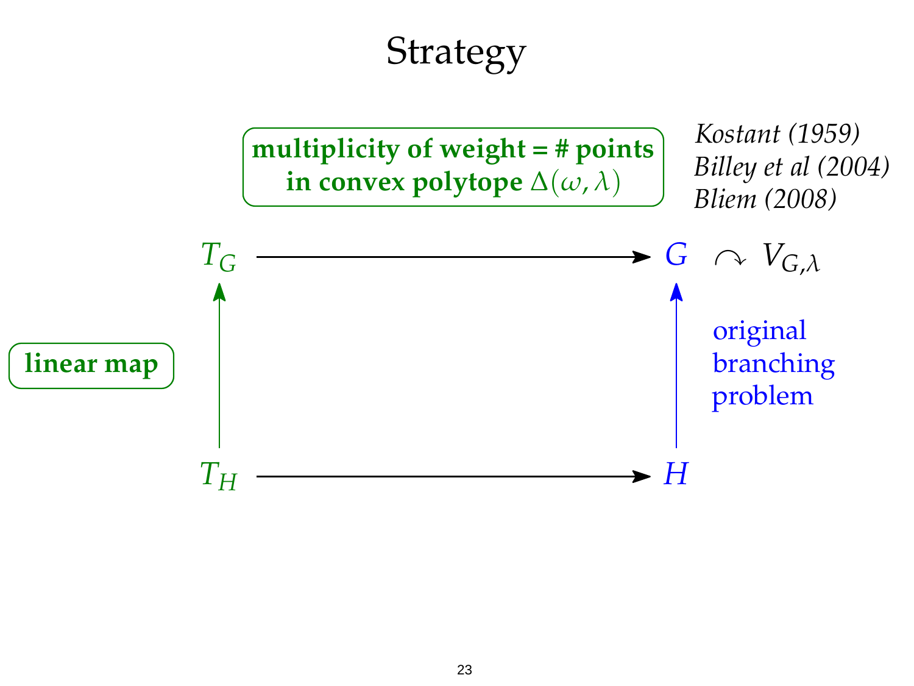# Strategy

**multiplicity of weight = # points in convex polytope $\Delta(\omega, \lambda)$**

*Kostant (1959)*
*Billey et al (2004)*
*Bliem (2008)*

$T_G$ → $G$ $\curvearrowright$ $V_{G,\lambda}$

**linear map**

original branching problem

$T_H$ → $H$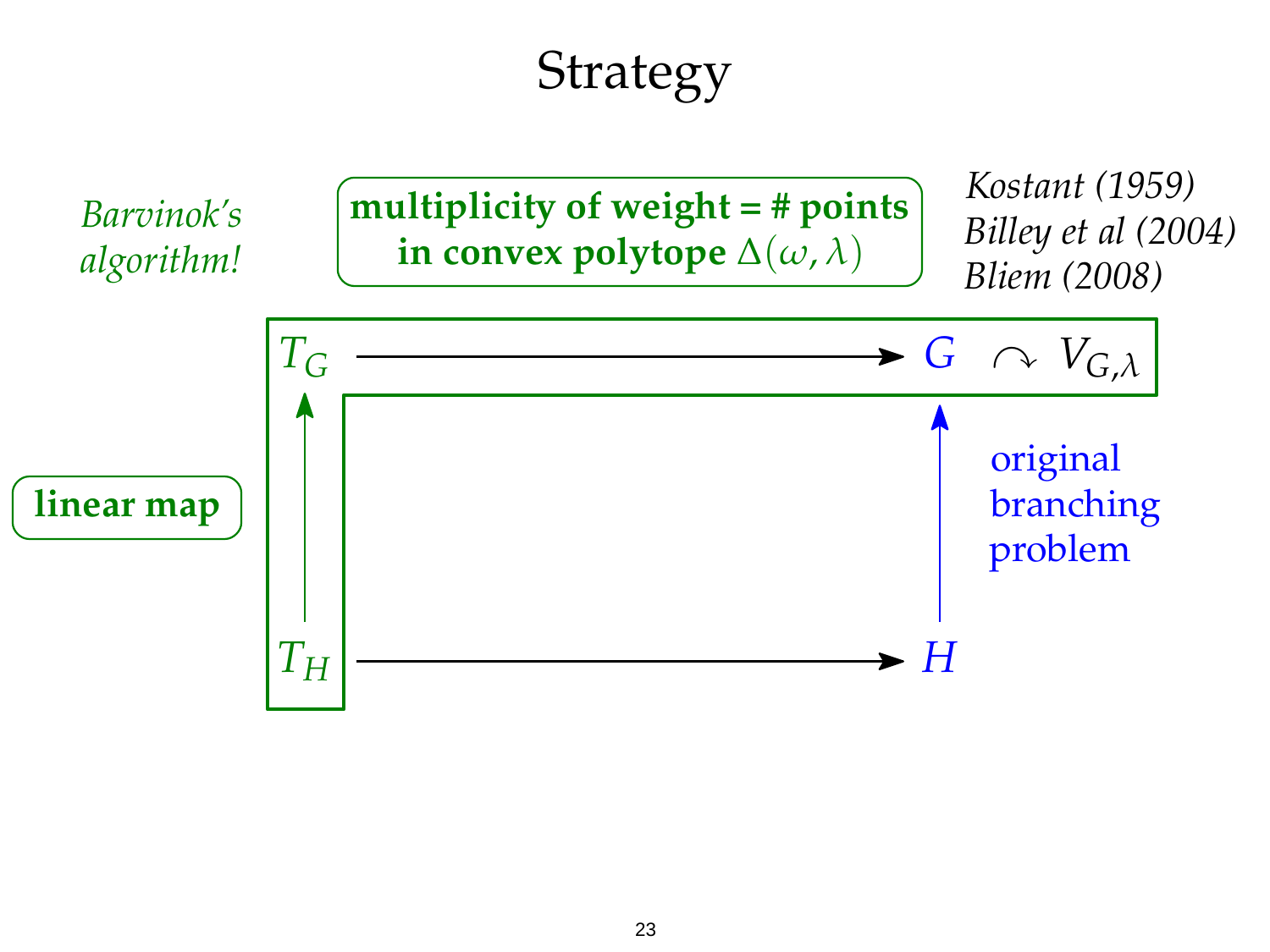# Strategy

*Barvinok's algorithm!*

**multiplicity of weight = # points in convex polytope $\Delta(\omega, \lambda)$**

*Kostant (1959)*
*Billey et al (2004)*
*Bliem (2008)*

$T_G$

$G \curvearrowright V_{G,\lambda}$

**linear map**

original branching problem

$T_H$

$H$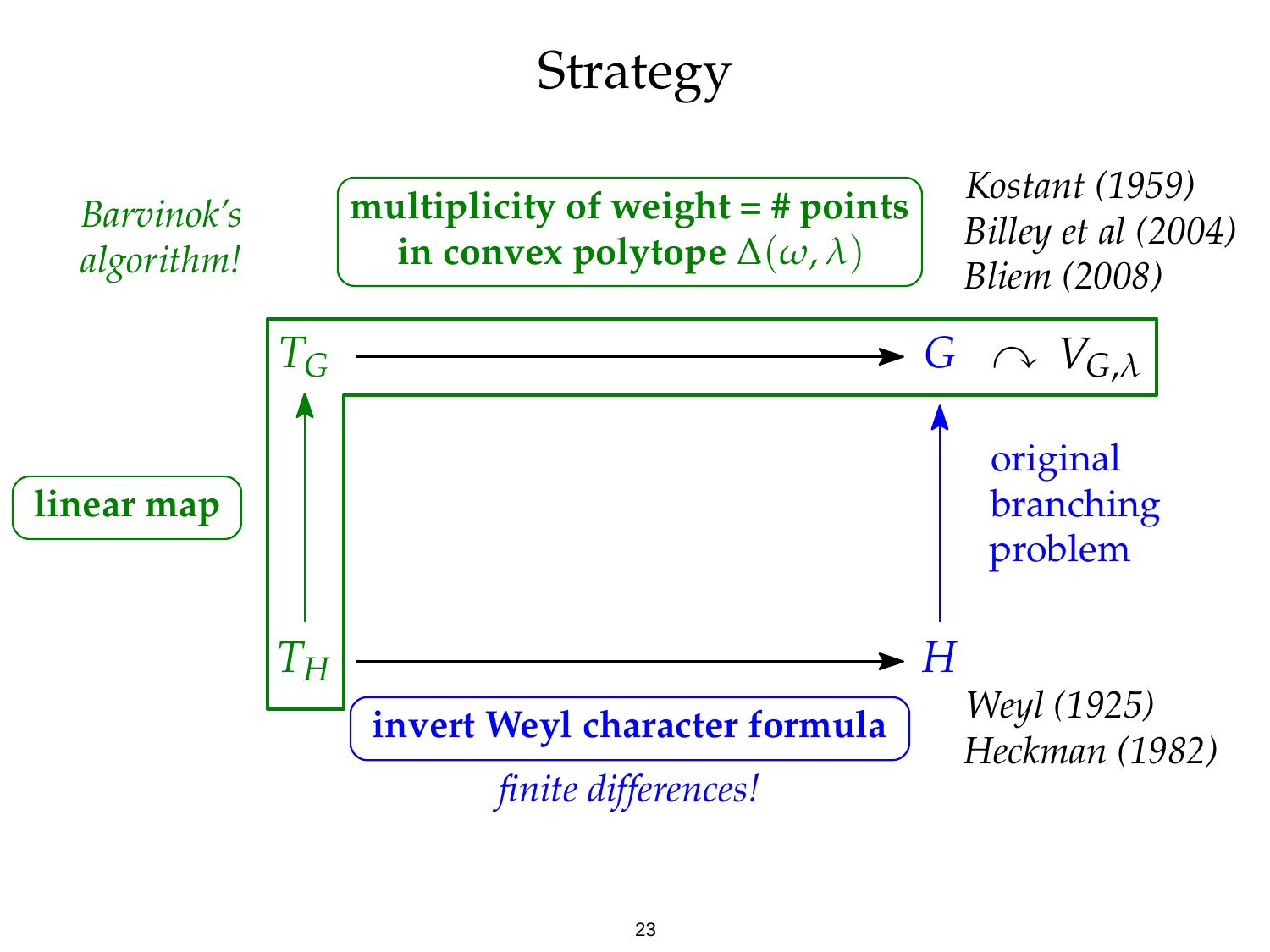# Strategy

*Barvinok's algorithm!*

**multiplicity of weight = # points in convex polytope $\Delta(\omega, \lambda)$**

*Kostant (1959)*
*Billey et al (2004)*
*Bliem (2008)*

$T_G \longrightarrow G \curvearrowright V_{G,\lambda}$

**linear map**

original branching problem

$T_H \longrightarrow H$

**invert Weyl character formula**

*finite differences!*

*Weyl (1925)*
*Heckman (1982)*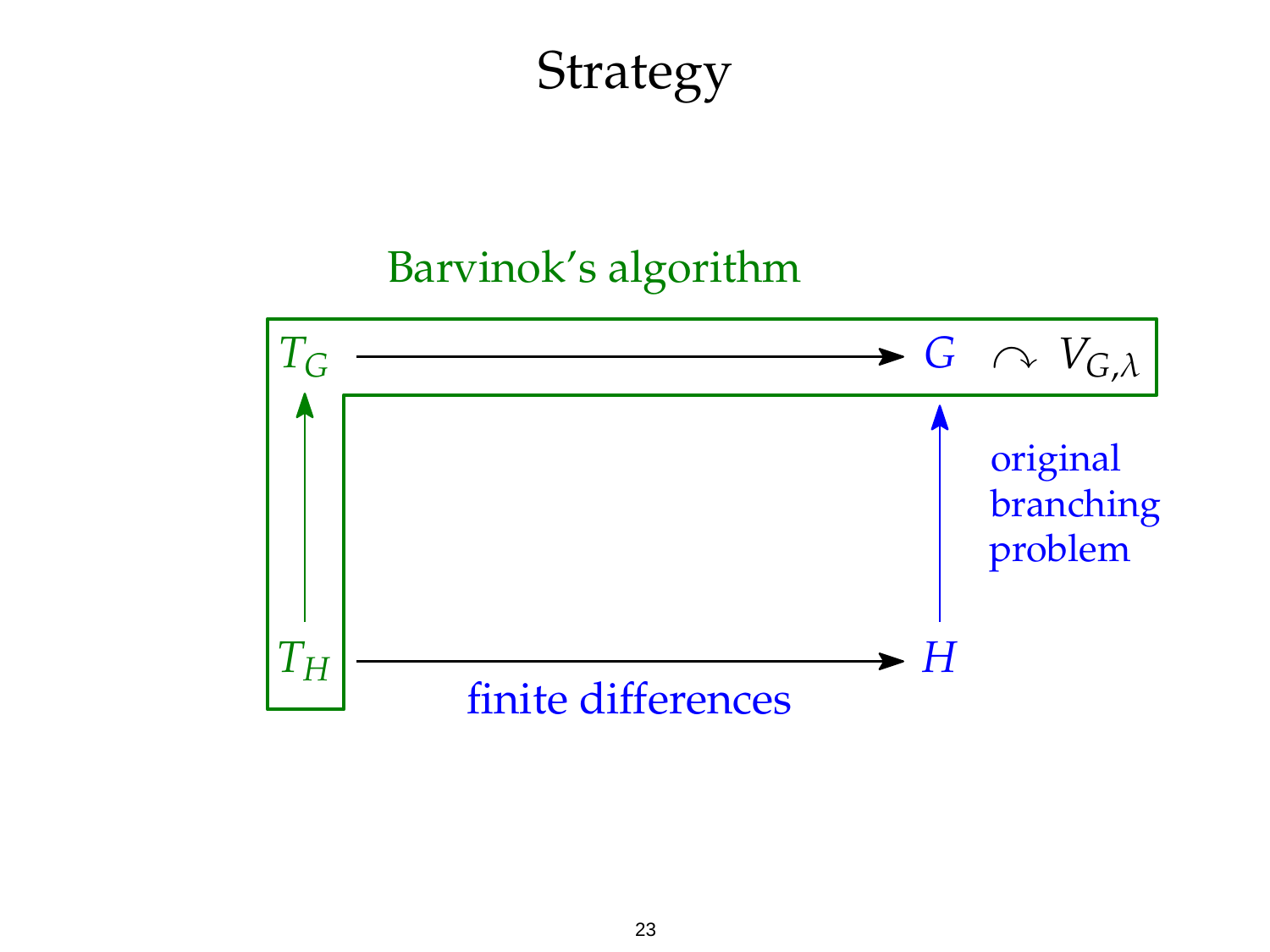# Strategy

Barvinok's algorithm

$T_G$ $G$ $\curvearrowright V_{G,\lambda}$

original branching problem

$T_H$ $H$

finite differences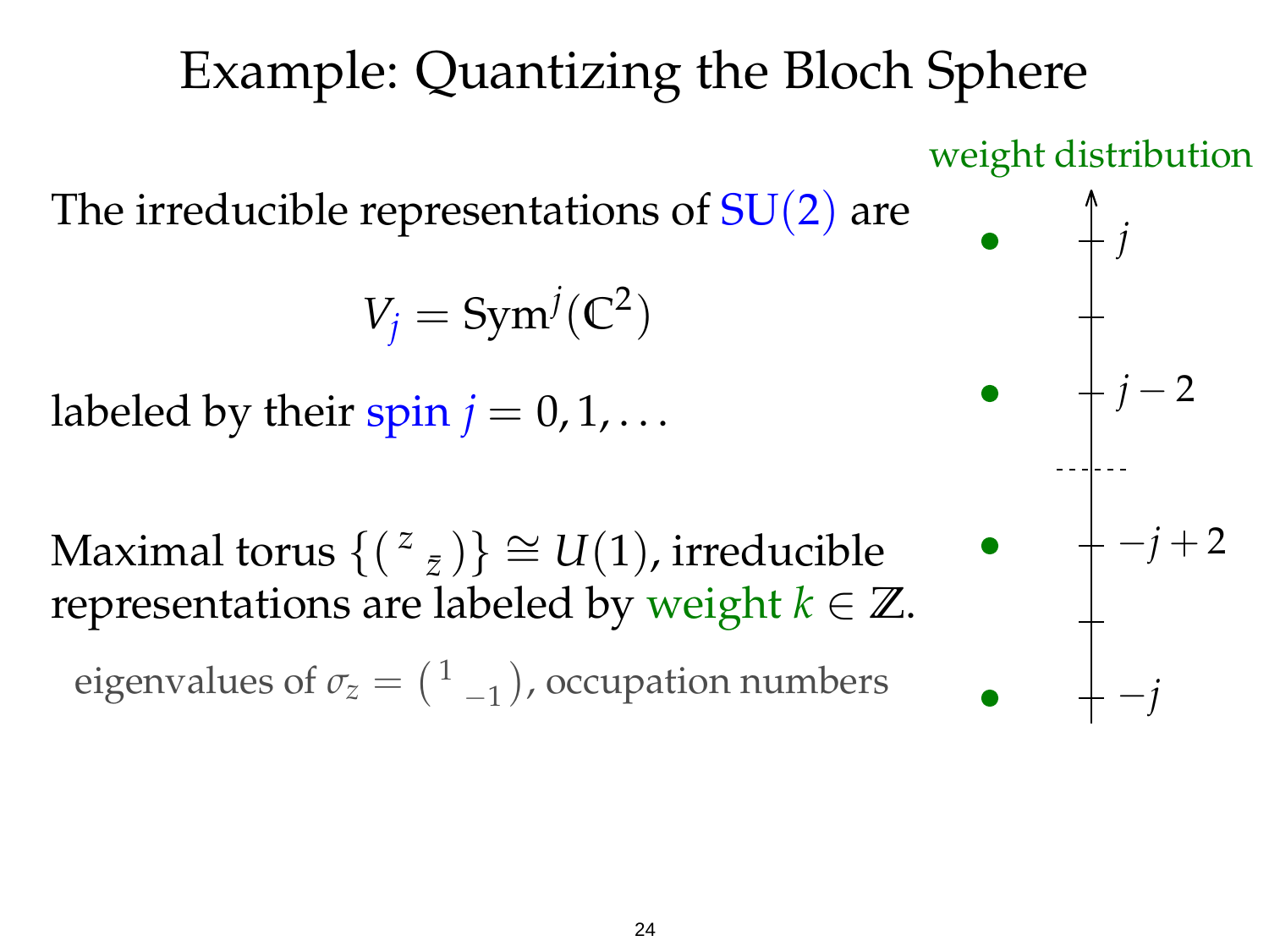# Example: Quantizing the Bloch Sphere

The irreducible representations of SU(2) are

$$V_j = \mathrm{Sym}^j(\mathbb{C}^2)$$

labeled by their spin $j = 0, 1, \ldots$

Maximal torus $\{\begin{pmatrix} z & \\ & \bar{z} \end{pmatrix}\} \cong U(1)$, irreducible representations are labeled by weight $k \in \mathbb{Z}$.

eigenvalues of $\sigma_z = \begin{pmatrix} 1 & \\ & -1 \end{pmatrix}$, occupation numbers

weight distribution

$j$

$j-2$

$-j+2$

$-j$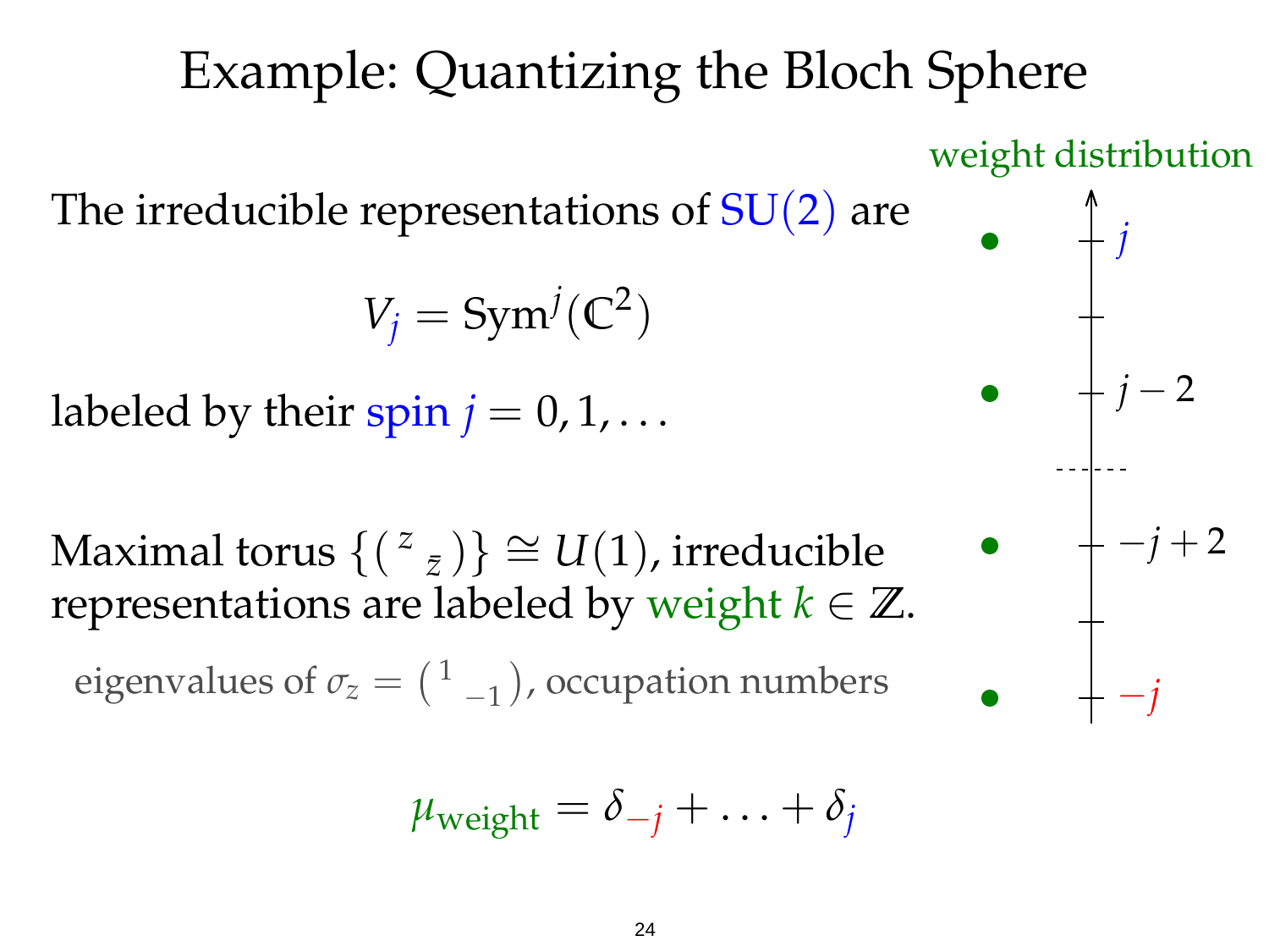# Example: Quantizing the Bloch Sphere

The irreducible representations of SU(2) are

$$V_j = \mathrm{Sym}^j(\mathbb{C}^2)$$

labeled by their spin $j = 0, 1, \ldots$

Maximal torus $\{\left(\begin{smallmatrix} z & \\ & \bar{z} \end{smallmatrix}\right)\} \cong U(1)$, irreducible representations are labeled by weight $k \in \mathbb{Z}$.

eigenvalues of $\sigma_z = \left(\begin{smallmatrix} 1 & \\ & -1 \end{smallmatrix}\right)$, occupation numbers

weight distribution

$j$

$j-2$

$-j+2$

$-j$

$$\mu_{\text{weight}} = \delta_{-j} + \ldots + \delta_j$$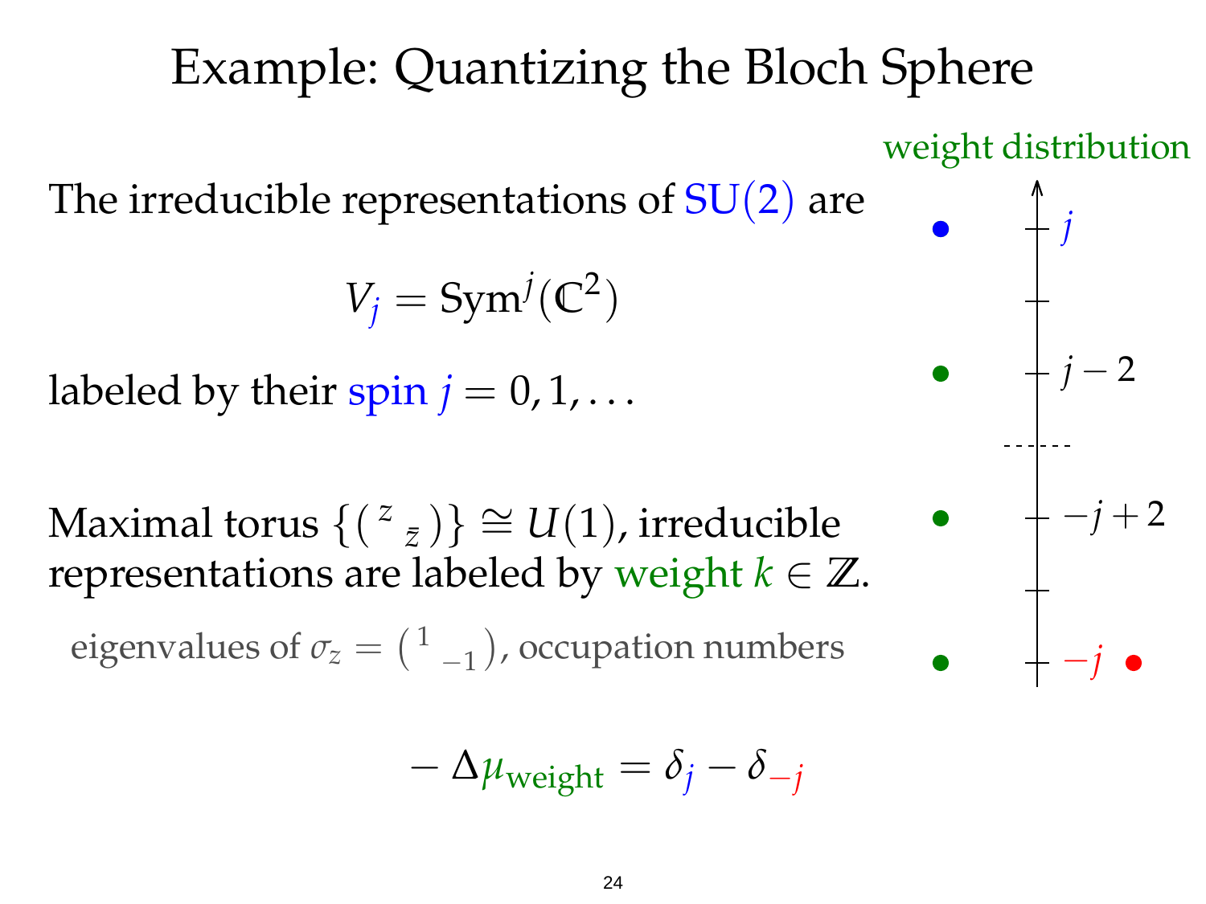# Example: Quantizing the Bloch Sphere

The irreducible representations of SU(2) are

$$V_j = \mathrm{Sym}^j(\mathbb{C}^2)$$

labeled by their spin $j = 0, 1, \ldots$

Maximal torus $\{\left(\begin{smallmatrix} z & \\ & \bar{z} \end{smallmatrix}\right)\} \cong U(1)$, irreducible representations are labeled by weight $k \in \mathbb{Z}$.

eigenvalues of $\sigma_z = \left(\begin{smallmatrix} 1 & \\ & -1 \end{smallmatrix}\right)$, occupation numbers

$$-\Delta\mu_{\text{weight}} = \delta_j - \delta_{-j}$$

weight distribution

$j$

$j-2$

$-j+2$

$-j$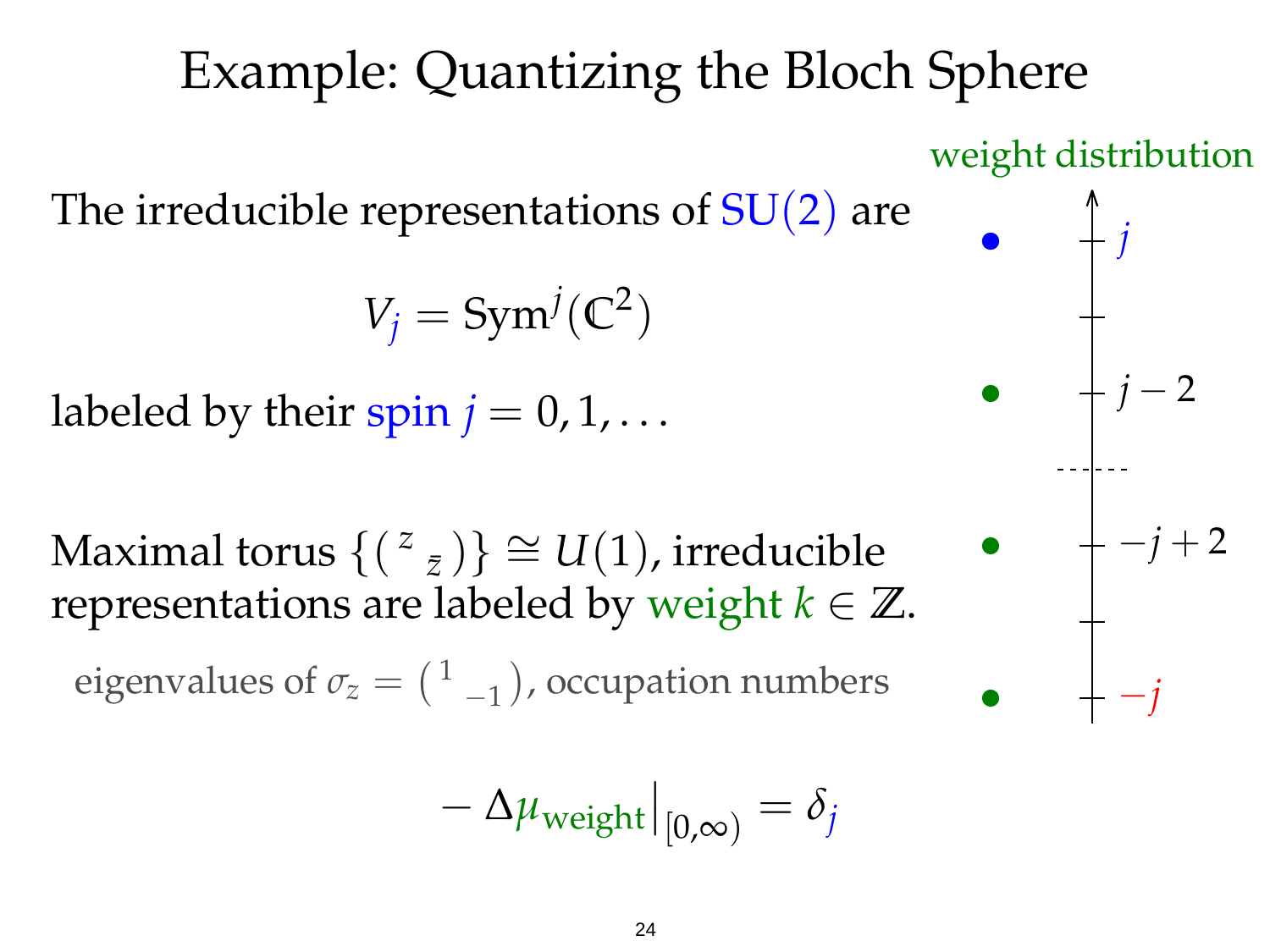# Example: Quantizing the Bloch Sphere

The irreducible representations of SU(2) are

$$V_j = \mathrm{Sym}^j(\mathbb{C}^2)$$

labeled by their spin $j = 0, 1, \ldots$

Maximal torus $\{\left(\begin{smallmatrix} z & \\ & \bar{z} \end{smallmatrix}\right)\} \cong U(1)$, irreducible representations are labeled by weight $k \in \mathbb{Z}$.

eigenvalues of $\sigma_z = \left(\begin{smallmatrix} 1 & \\ & -1 \end{smallmatrix}\right)$, occupation numbers

$$-\Delta\mu_{\mathrm{weight}}\big|_{[0,\infty)} = \delta_j$$

weight distribution

$j$

$j-2$

$-j+2$

$-j$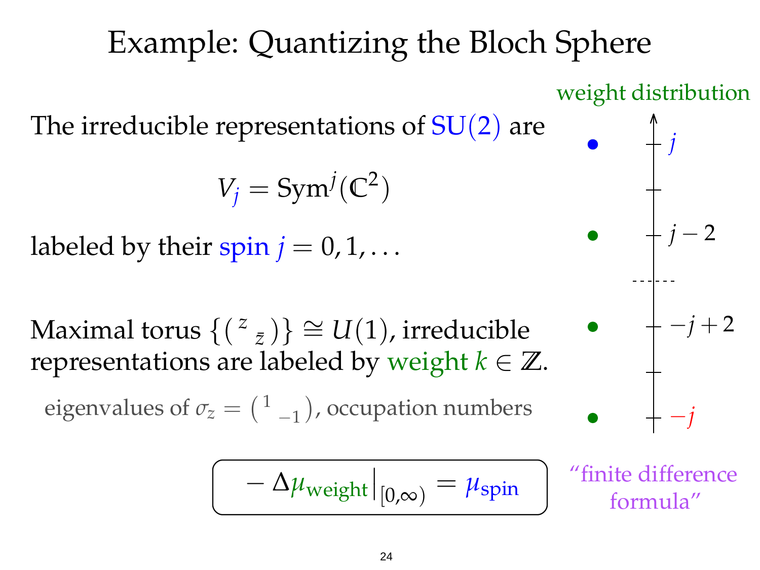# Example: Quantizing the Bloch Sphere

The irreducible representations of SU(2) are

$$V_j = \mathrm{Sym}^j(\mathbb{C}^2)$$

labeled by their spin $j = 0, 1, \ldots$

Maximal torus $\{\left(\begin{smallmatrix} z & \\ & \bar{z} \end{smallmatrix}\right)\} \cong U(1)$, irreducible representations are labeled by weight $k \in \mathbb{Z}$.

eigenvalues of $\sigma_z = \left(\begin{smallmatrix} 1 & \\ & -1 \end{smallmatrix}\right)$, occupation numbers

$$-\Delta\mu_{\text{weight}}\Big|_{[0,\infty)} = \mu_{\text{spin}}$$

weight distribution

$j$

$j-2$

$-j+2$

$-j$

“finite difference formula”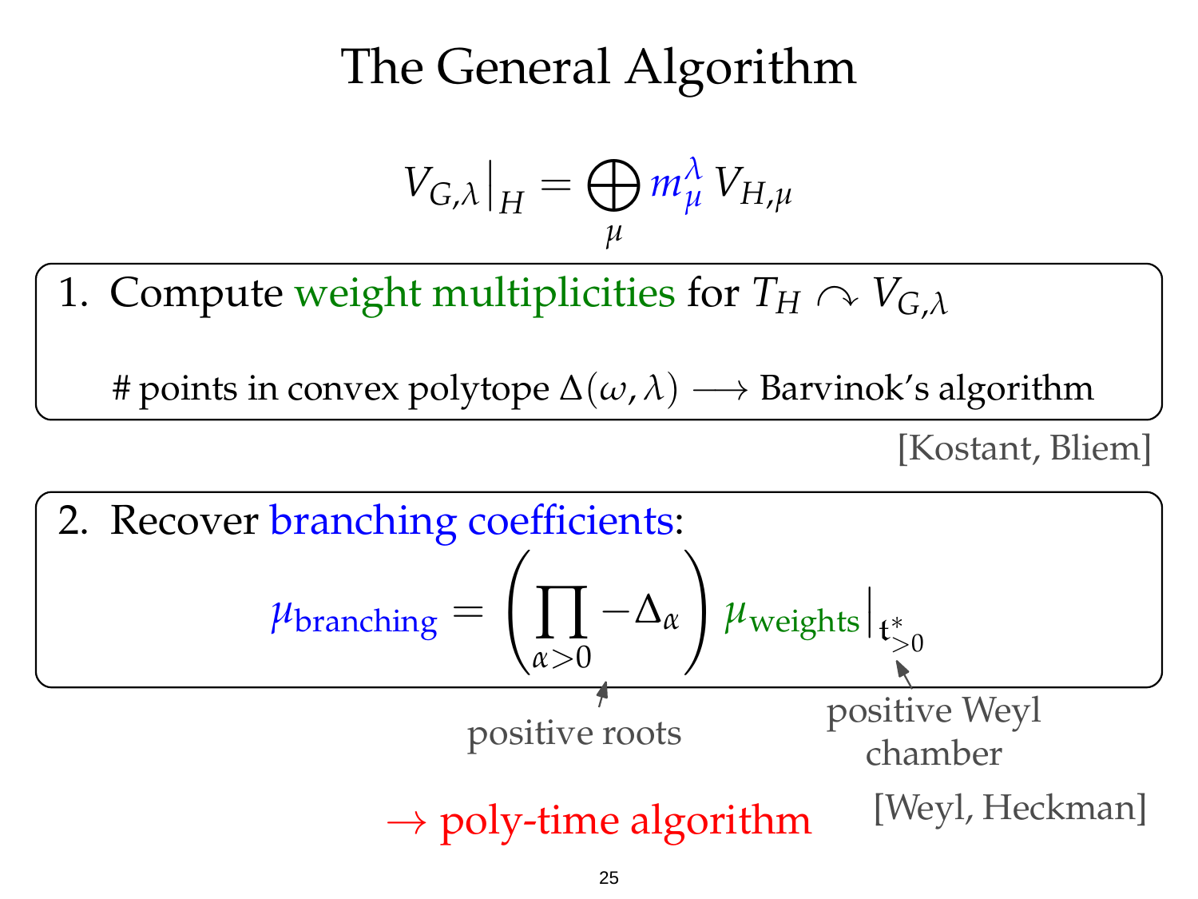# The General Algorithm

$$V_{G,\lambda}\big|_H = \bigoplus_\mu m_\mu^\lambda \, V_{H,\mu}$$

1. Compute weight multiplicities for $T_H \curvearrowright V_{G,\lambda}$

   # points in convex polytope $\Delta(\omega, \lambda) \longrightarrow$ Barvinok's algorithm

[Kostant, Bliem]

2. Recover branching coefficients:

$$\mu_{\text{branching}} = \left( \prod_{\alpha > 0} -\Delta_\alpha \right) \mu_{\text{weights}}\Big|_{\mathfrak{t}^*_{>0}}$$

positive roots

positive Weyl chamber

$\rightarrow$ poly-time algorithm

[Weyl, Heckman]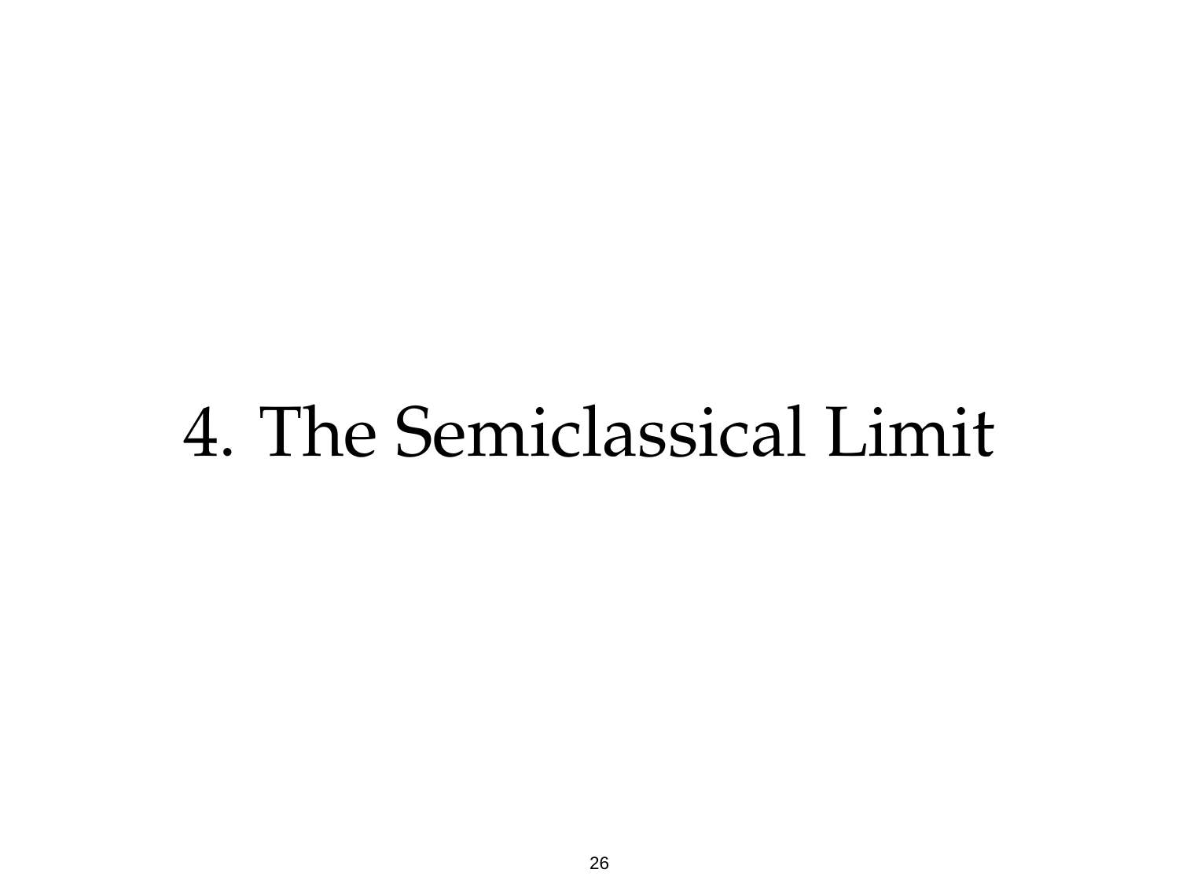# 4. The Semiclassical Limit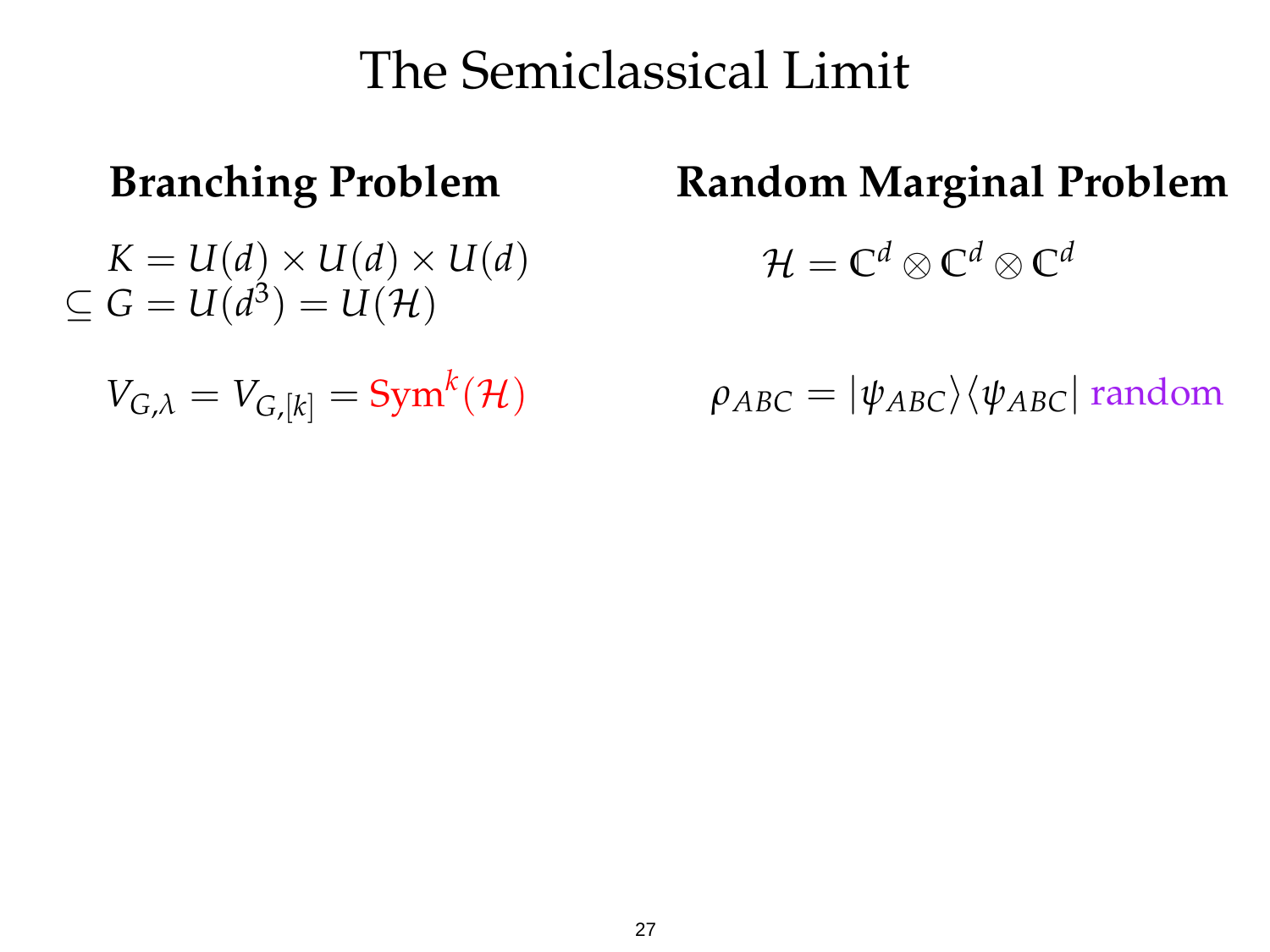# The Semiclassical Limit

## Branching Problem

$$K = U(d) \times U(d) \times U(d)$$
$$\subseteq G = U(d^3) = U(\mathcal{H})$$

$$V_{G,\lambda} = V_{G,[k]} = \mathrm{Sym}^k(\mathcal{H})$$

## Random Marginal Problem

$$\mathcal{H} = \mathbb{C}^d \otimes \mathbb{C}^d \otimes \mathbb{C}^d$$

$$\rho_{ABC} = |\psi_{ABC}\rangle\langle\psi_{ABC}| \text{ random}$$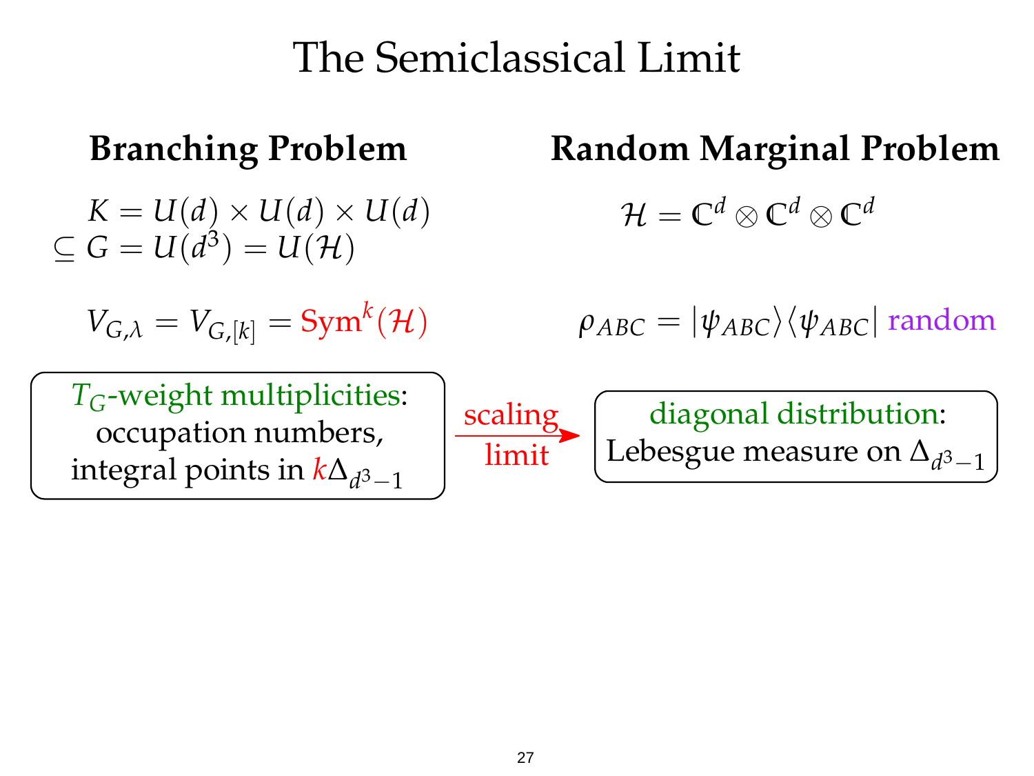# The Semiclassical Limit

## Branching Problem

$K = U(d) \times U(d) \times U(d)$
$\subseteq G = U(d^3) = U(\mathcal{H})$

$V_{G,\lambda} = V_{G,[k]} = \mathrm{Sym}^k(\mathcal{H})$

$T_G$-weight multiplicities:
occupation numbers,
integral points in $k\Delta_{d^3-1}$

scaling limit →

## Random Marginal Problem

$\mathcal{H} = \mathbb{C}^d \otimes \mathbb{C}^d \otimes \mathbb{C}^d$

$\rho_{ABC} = |\psi_{ABC}\rangle\langle\psi_{ABC}|$ random

diagonal distribution:
Lebesgue measure on $\Delta_{d^3-1}$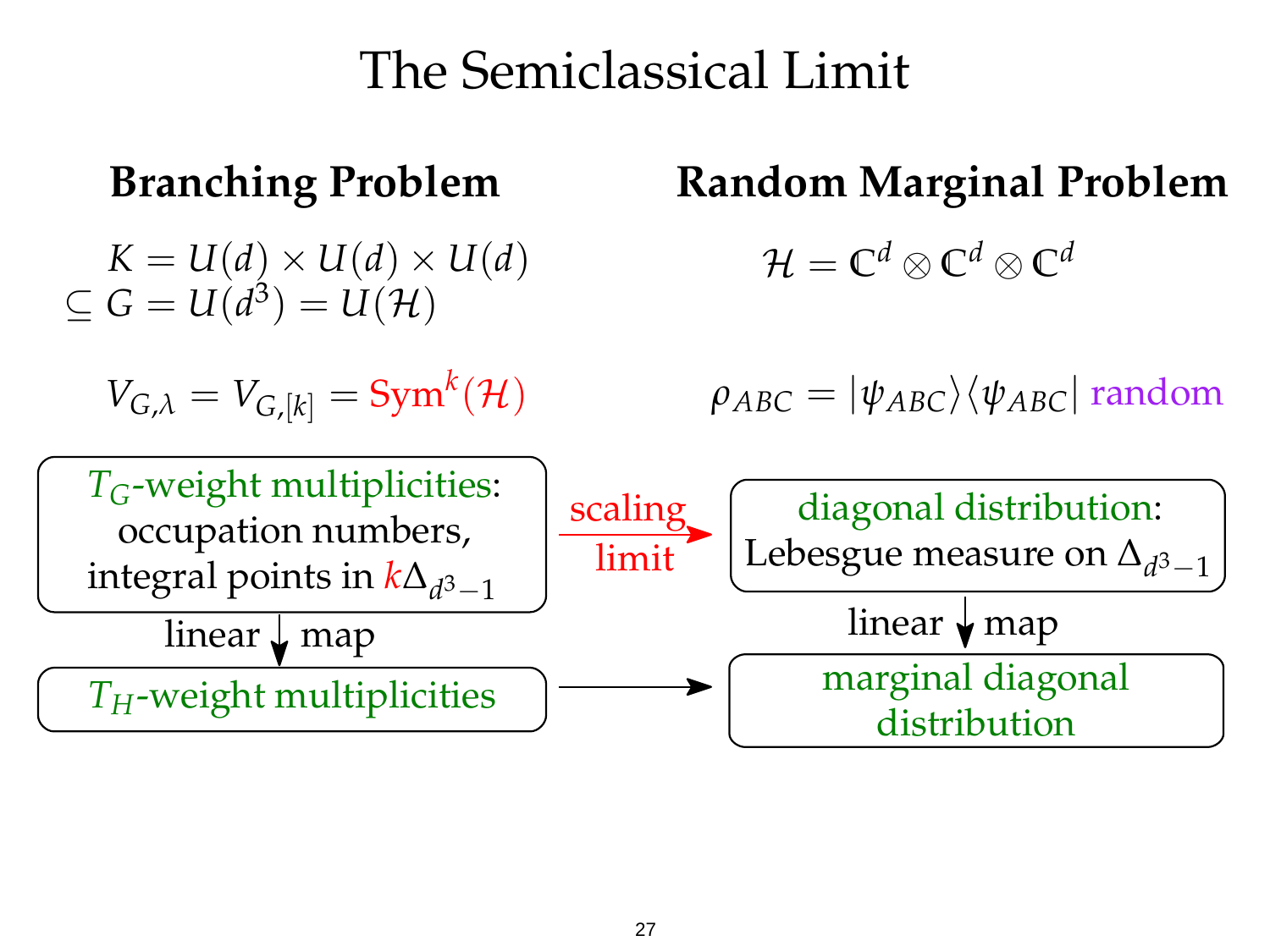# The Semiclassical Limit

## Branching Problem

$K = U(d) \times U(d) \times U(d)$
$\subseteq G = U(d^3) = U(\mathcal{H})$

$V_{G,\lambda} = V_{G,[k]} = \mathrm{Sym}^k(\mathcal{H})$

$T_G$-weight multiplicities: occupation numbers, integral points in $k\Delta_{d^3-1}$

linear ↓ map

$T_H$-weight multiplicities

## Random Marginal Problem

$\mathcal{H} = \mathbb{C}^d \otimes \mathbb{C}^d \otimes \mathbb{C}^d$

$\rho_{ABC} = |\psi_{ABC}\rangle\langle\psi_{ABC}|$ random

diagonal distribution: Lebesgue measure on $\Delta_{d^3-1}$

linear ↓ map

marginal diagonal distribution

scaling limit →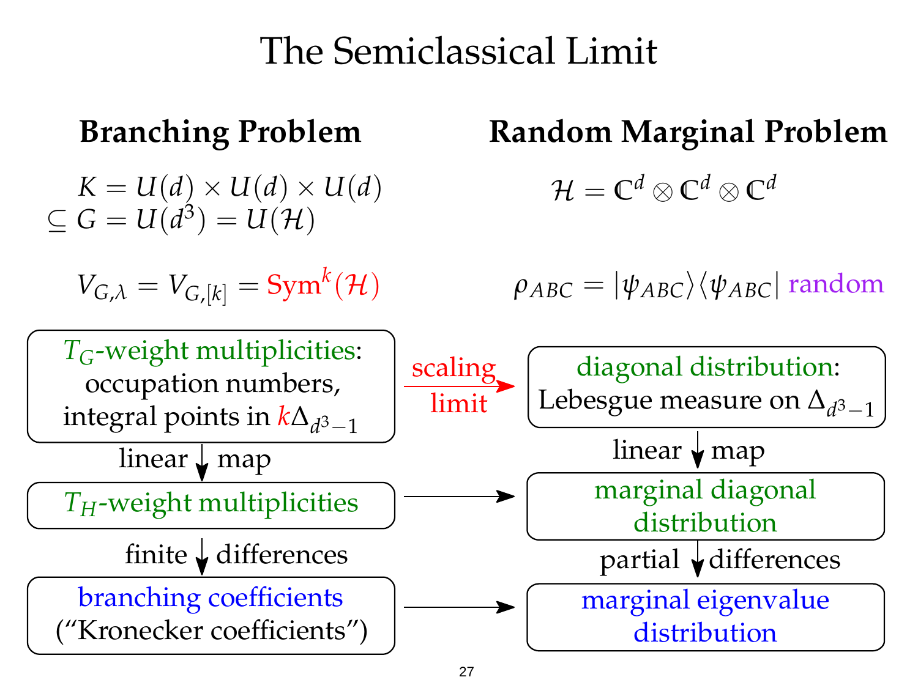# The Semiclassical Limit

**Branching Problem**

$K = U(d) \times U(d) \times U(d)$
$\subseteq G = U(d^3) = U(\mathcal{H})$

$V_{G,\lambda} = V_{G,[k]} = \mathrm{Sym}^k(\mathcal{H})$

**Random Marginal Problem**

$\mathcal{H} = \mathbb{C}^d \otimes \mathbb{C}^d \otimes \mathbb{C}^d$

$\rho_{ABC} = |\psi_{ABC}\rangle\langle\psi_{ABC}|$ random

$T_G$-weight multiplicities: occupation numbers, integral points in $k\Delta_{d^3-1}$

→ scaling limit →

diagonal distribution: Lebesgue measure on $\Delta_{d^3-1}$

linear ↓ map

$T_H$-weight multiplicities → marginal diagonal distribution

finite ↓ differences (left) / partial ↓ differences (right)

branching coefficients ("Kronecker coefficients") → marginal eigenvalue distribution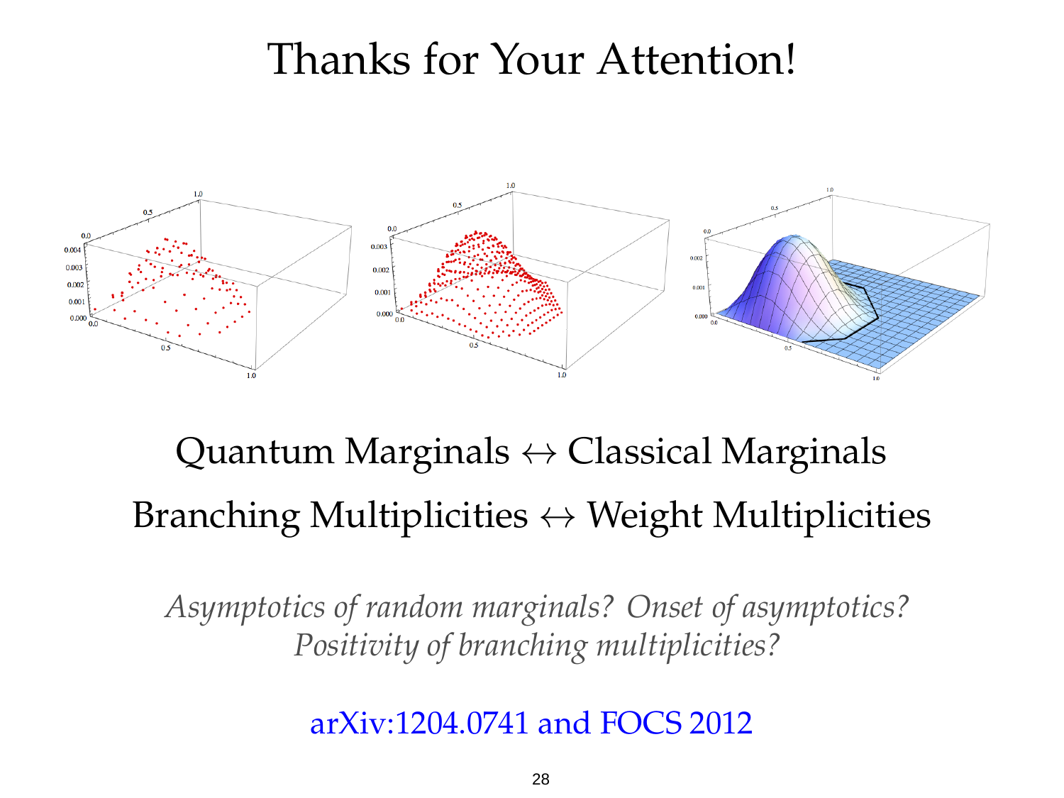# Thanks for Your Attention!

0.004
0.003
0.002
0.001
0.000
0.0
0.5
1.0
0.0
0.5
1.0

0.003
0.002
0.001
0.000
0.0
0.5
1.0
0.0
0.5
1.0

0.002
0.001
0.000
0.0
0.5
1.0
0.0
0.5
1.0

Quantum Marginals $\leftrightarrow$ Classical Marginals

Branching Multiplicities $\leftrightarrow$ Weight Multiplicities

*Asymptotics of random marginals? Onset of asymptotics?*
*Positivity of branching multiplicities?*

arXiv:1204.0741 and FOCS 2012